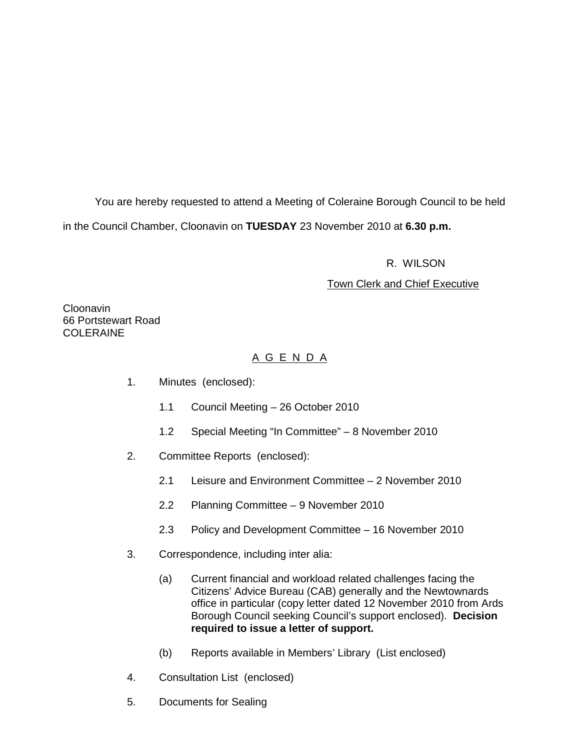You are hereby requested to attend a Meeting of Coleraine Borough Council to be held in the Council Chamber, Cloonavin on **TUESDAY** 23 November 2010 at **6.30 p.m.**

R. WILSON

Town Clerk and Chief Executive

Cloonavin
66 Portstewart Road
COLERAINE

## A G E N D A

1. Minutes (enclosed):

   1.1 Council Meeting – 26 October 2010

   1.2 Special Meeting "In Committee" – 8 November 2010

2. Committee Reports (enclosed):

   2.1 Leisure and Environment Committee – 2 November 2010

   2.2 Planning Committee – 9 November 2010

   2.3 Policy and Development Committee – 16 November 2010

3. Correspondence, including inter alia:

   (a) Current financial and workload related challenges facing the Citizens' Advice Bureau (CAB) generally and the Newtownards office in particular (copy letter dated 12 November 2010 from Ards Borough Council seeking Council's support enclosed). **Decision required to issue a letter of support.**

   (b) Reports available in Members' Library (List enclosed)

4. Consultation List (enclosed)

5. Documents for Sealing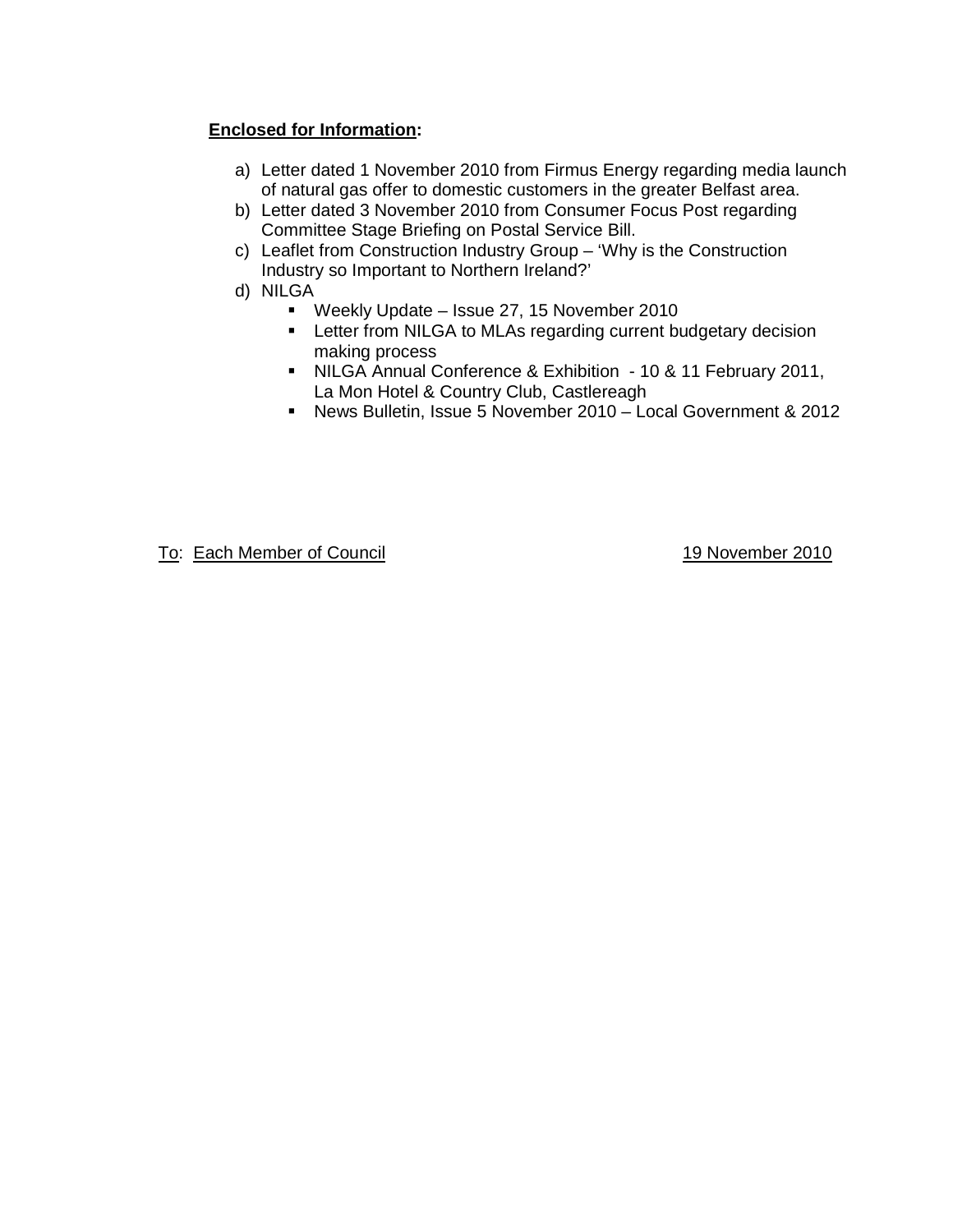**Enclosed for Information:**

a) Letter dated 1 November 2010 from Firmus Energy regarding media launch of natural gas offer to domestic customers in the greater Belfast area.
b) Letter dated 3 November 2010 from Consumer Focus Post regarding Committee Stage Briefing on Postal Service Bill.
c) Leaflet from Construction Industry Group – 'Why is the Construction Industry so Important to Northern Ireland?'
d) NILGA
   - Weekly Update – Issue 27, 15 November 2010
   - Letter from NILGA to MLAs regarding current budgetary decision making process
   - NILGA Annual Conference & Exhibition - 10 & 11 February 2011, La Mon Hotel & Country Club, Castlereagh
   - News Bulletin, Issue 5 November 2010 – Local Government & 2012

To: Each Member of Council

19 November 2010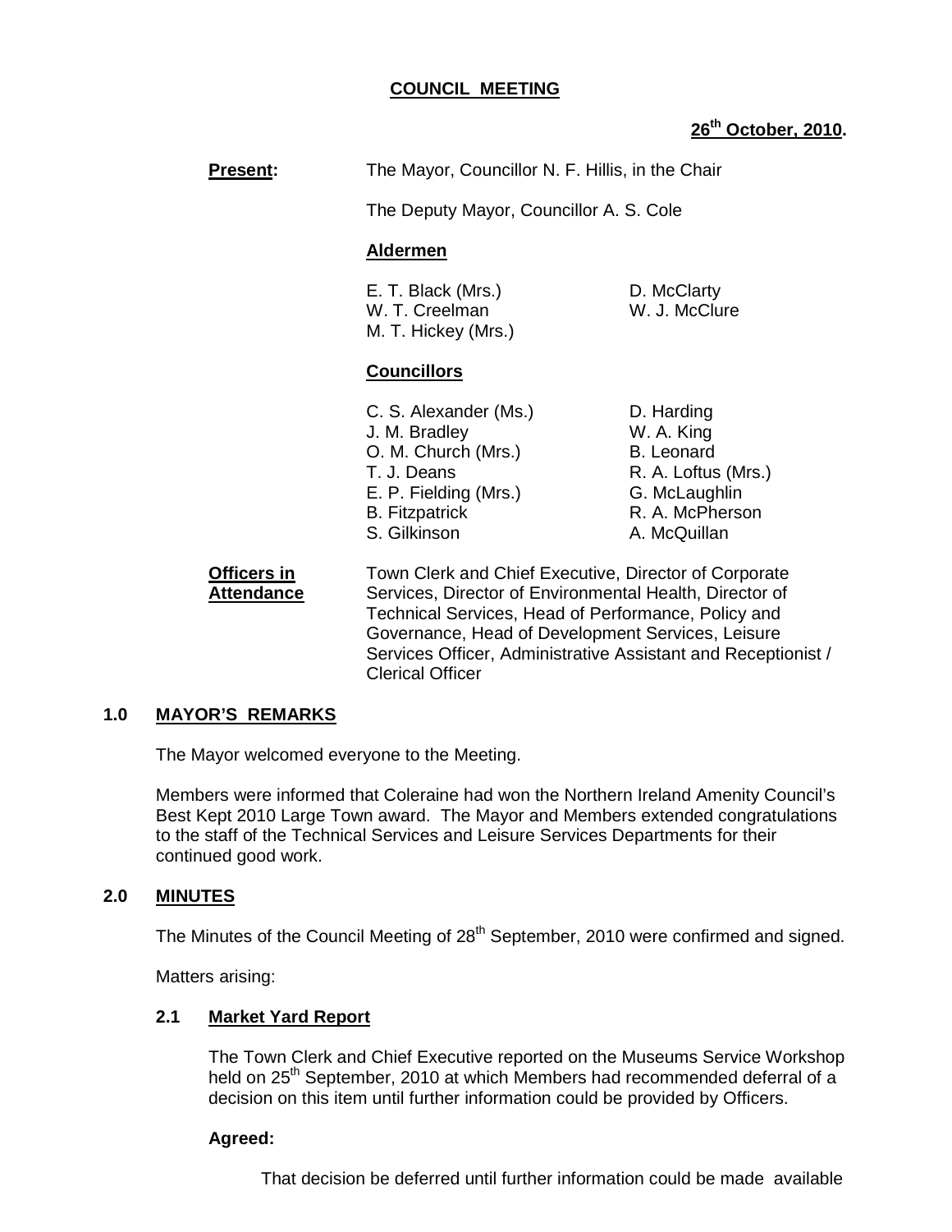**COUNCIL MEETING**

**26th October, 2010.**

**Present:** The Mayor, Councillor N. F. Hillis, in the Chair

The Deputy Mayor, Councillor A. S. Cole

**Aldermen**

| | |
|---|---|
| E. T. Black (Mrs.) | D. McClarty |
| W. T. Creelman | W. J. McClure |
| M. T. Hickey (Mrs.) | |

**Councillors**

| | |
|---|---|
| C. S. Alexander (Ms.) | D. Harding |
| J. M. Bradley | W. A. King |
| O. M. Church (Mrs.) | B. Leonard |
| T. J. Deans | R. A. Loftus (Mrs.) |
| E. P. Fielding (Mrs.) | G. McLaughlin |
| B. Fitzpatrick | R. A. McPherson |
| S. Gilkinson | A. McQuillan |

**Officers in Attendance** Town Clerk and Chief Executive, Director of Corporate Services, Director of Environmental Health, Director of Technical Services, Head of Performance, Policy and Governance, Head of Development Services, Leisure Services Officer, Administrative Assistant and Receptionist / Clerical Officer

## 1.0 MAYOR'S REMARKS

The Mayor welcomed everyone to the Meeting.

Members were informed that Coleraine had won the Northern Ireland Amenity Council's Best Kept 2010 Large Town award. The Mayor and Members extended congratulations to the staff of the Technical Services and Leisure Services Departments for their continued good work.

## 2.0 MINUTES

The Minutes of the Council Meeting of 28th September, 2010 were confirmed and signed.

Matters arising:

### 2.1 Market Yard Report

The Town Clerk and Chief Executive reported on the Museums Service Workshop held on 25th September, 2010 at which Members had recommended deferral of a decision on this item until further information could be provided by Officers.

**Agreed:**

That decision be deferred until further information could be made available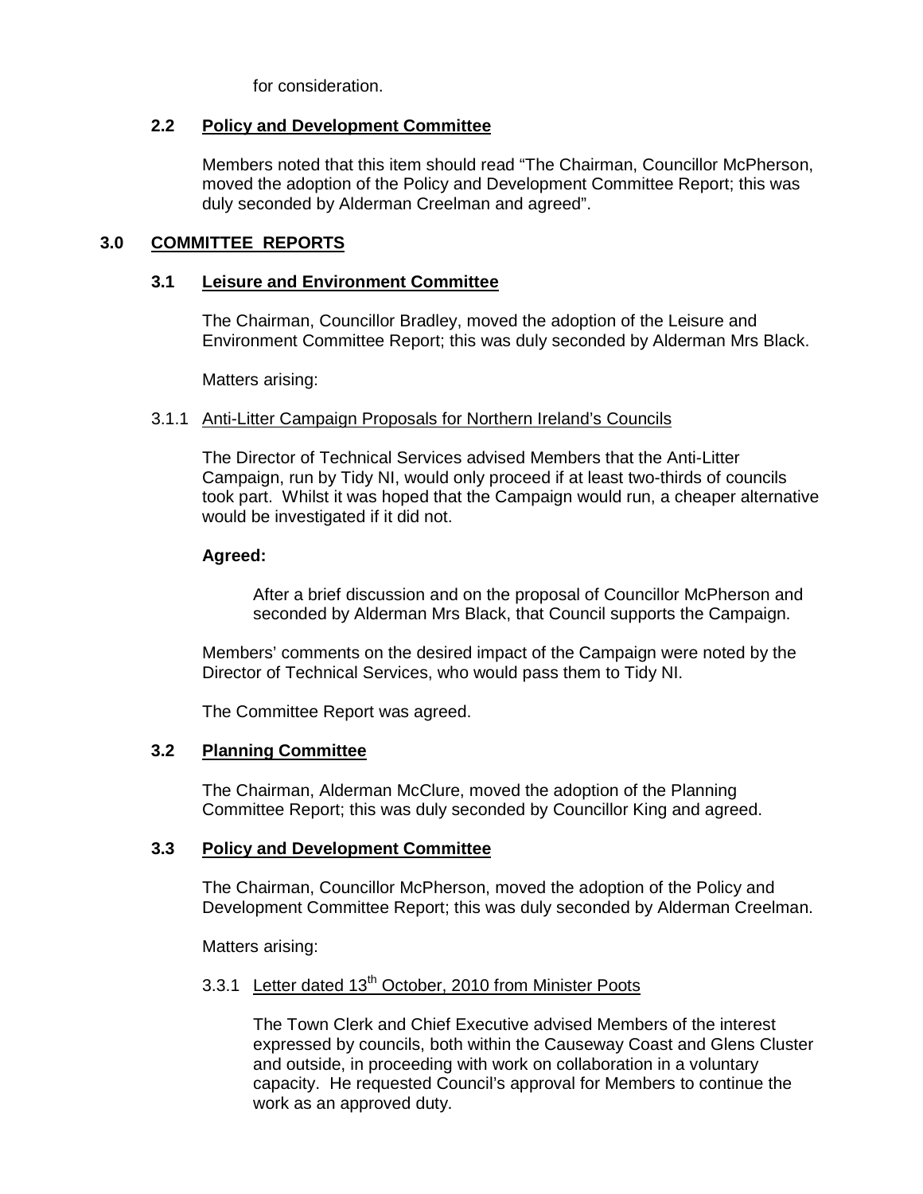for consideration.

### 2.2 Policy and Development Committee

Members noted that this item should read "The Chairman, Councillor McPherson, moved the adoption of the Policy and Development Committee Report; this was duly seconded by Alderman Creelman and agreed".

## 3.0 COMMITTEE REPORTS

### 3.1 Leisure and Environment Committee

The Chairman, Councillor Bradley, moved the adoption of the Leisure and Environment Committee Report; this was duly seconded by Alderman Mrs Black.

Matters arising:

3.1.1 Anti-Litter Campaign Proposals for Northern Ireland's Councils

The Director of Technical Services advised Members that the Anti-Litter Campaign, run by Tidy NI, would only proceed if at least two-thirds of councils took part. Whilst it was hoped that the Campaign would run, a cheaper alternative would be investigated if it did not.

**Agreed:**

After a brief discussion and on the proposal of Councillor McPherson and seconded by Alderman Mrs Black, that Council supports the Campaign.

Members' comments on the desired impact of the Campaign were noted by the Director of Technical Services, who would pass them to Tidy NI.

The Committee Report was agreed.

### 3.2 Planning Committee

The Chairman, Alderman McClure, moved the adoption of the Planning Committee Report; this was duly seconded by Councillor King and agreed.

### 3.3 Policy and Development Committee

The Chairman, Councillor McPherson, moved the adoption of the Policy and Development Committee Report; this was duly seconded by Alderman Creelman.

Matters arising:

3.3.1 Letter dated 13th October, 2010 from Minister Poots

The Town Clerk and Chief Executive advised Members of the interest expressed by councils, both within the Causeway Coast and Glens Cluster and outside, in proceeding with work on collaboration in a voluntary capacity. He requested Council's approval for Members to continue the work as an approved duty.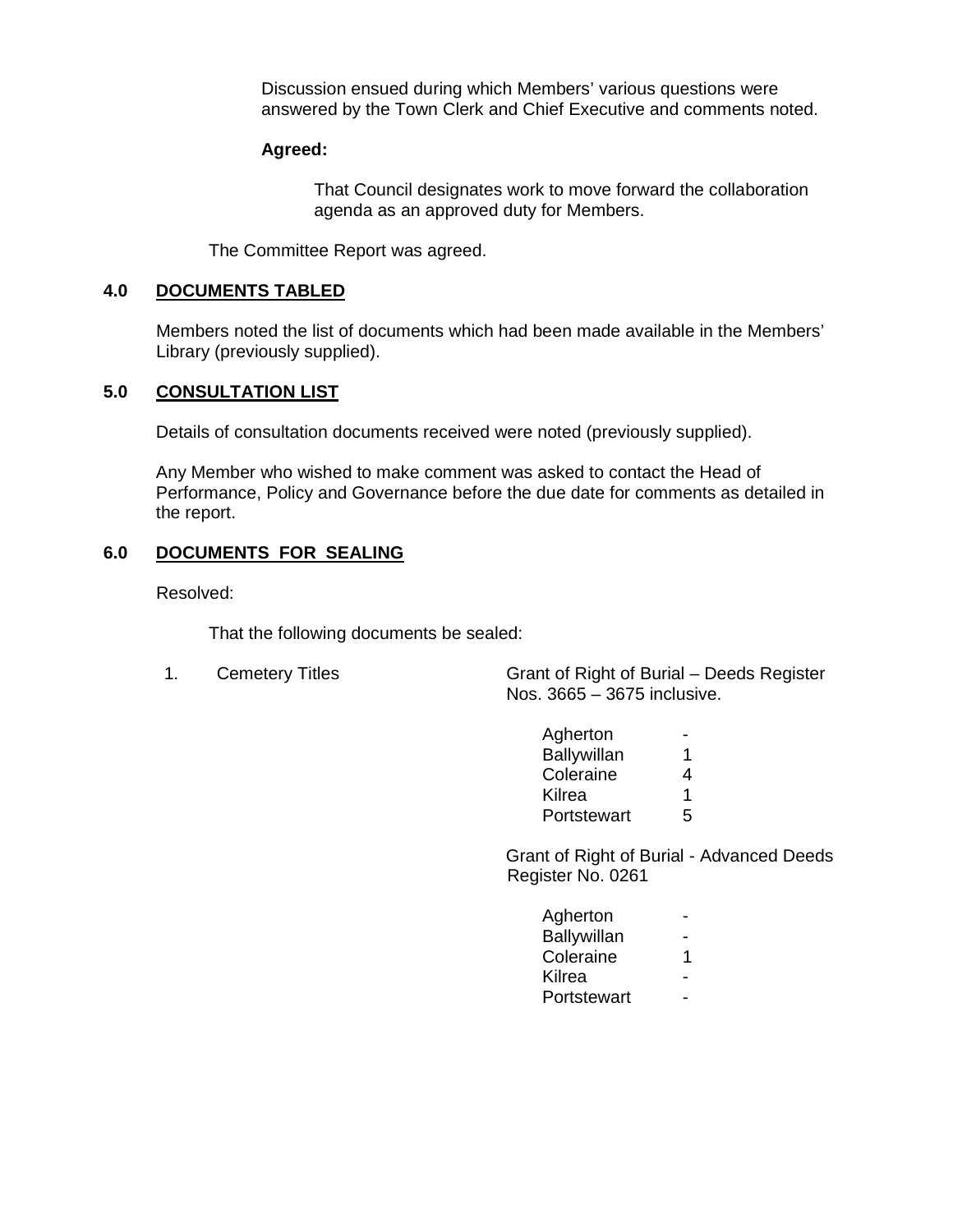Discussion ensued during which Members' various questions were answered by the Town Clerk and Chief Executive and comments noted.

**Agreed:**

That Council designates work to move forward the collaboration agenda as an approved duty for Members.

The Committee Report was agreed.

## 4.0 DOCUMENTS TABLED

Members noted the list of documents which had been made available in the Members' Library (previously supplied).

## 5.0 CONSULTATION LIST

Details of consultation documents received were noted (previously supplied).

Any Member who wished to make comment was asked to contact the Head of Performance, Policy and Governance before the due date for comments as detailed in the report.

## 6.0 DOCUMENTS FOR SEALING

Resolved:

That the following documents be sealed:

1. Cemetery Titles

Grant of Right of Burial – Deeds Register Nos. 3665 – 3675 inclusive.

| | |
|---|---|
| Agherton | - |
| Ballywillan | 1 |
| Coleraine | 4 |
| Kilrea | 1 |
| Portstewart | 5 |

Grant of Right of Burial - Advanced Deeds Register No. 0261

| | |
|---|---|
| Agherton | - |
| Ballywillan | - |
| Coleraine | 1 |
| Kilrea | - |
| Portstewart | - |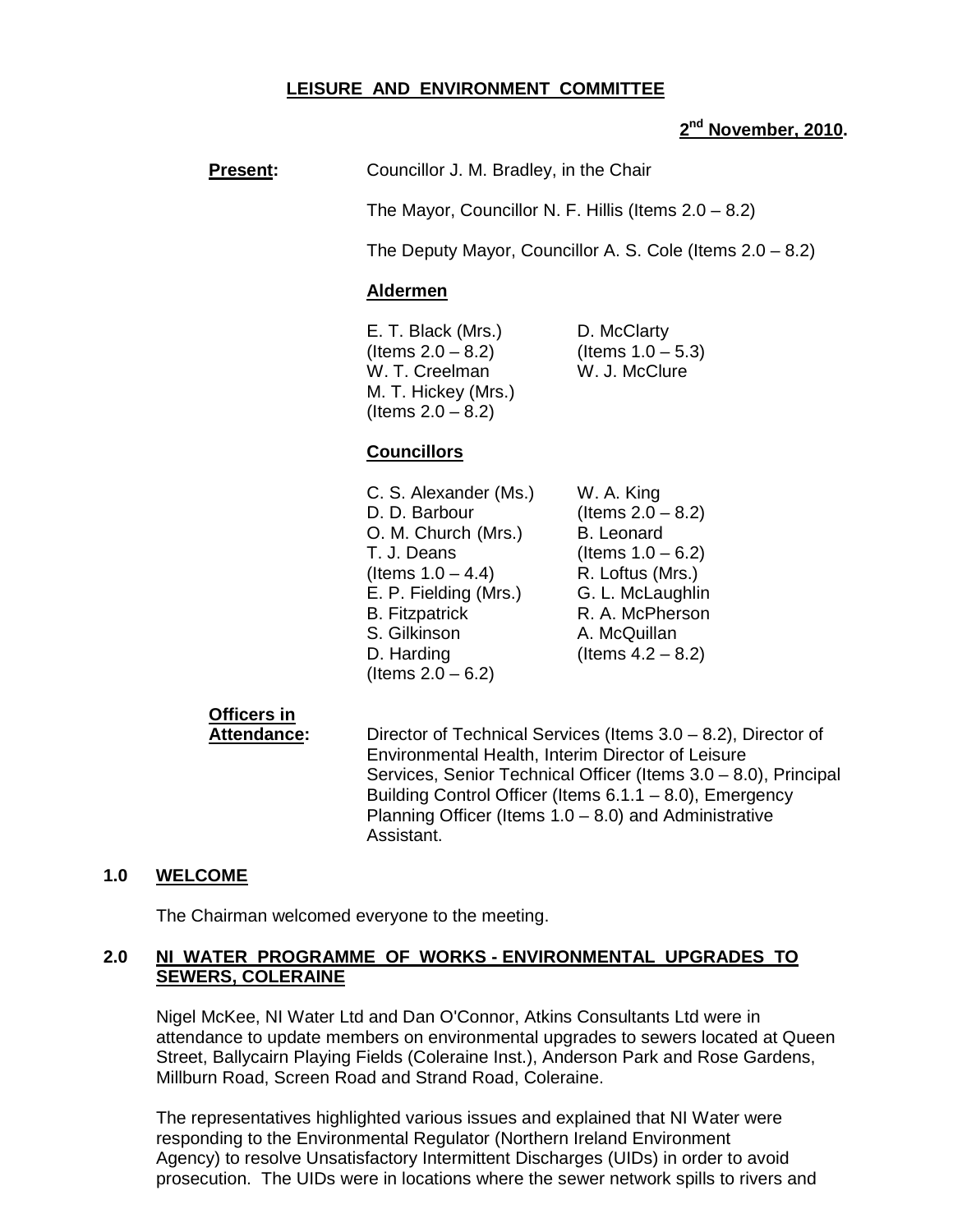**LEISURE AND ENVIRONMENT COMMITTEE**

**2nd November, 2010.**

**Present:** Councillor J. M. Bradley, in the Chair

The Mayor, Councillor N. F. Hillis (Items 2.0 – 8.2)

The Deputy Mayor, Councillor A. S. Cole (Items 2.0 – 8.2)

**Aldermen**

E. T. Black (Mrs.) (Items 2.0 – 8.2)
W. T. Creelman
M. T. Hickey (Mrs.) (Items 2.0 – 8.2)
D. McClarty (Items 1.0 – 5.3)
W. J. McClure

**Councillors**

C. S. Alexander (Ms.)
D. D. Barbour
O. M. Church (Mrs.)
T. J. Deans (Items 1.0 – 4.4)
E. P. Fielding (Mrs.)
B. Fitzpatrick
S. Gilkinson
D. Harding (Items 2.0 – 6.2)
W. A. King (Items 2.0 – 8.2)
B. Leonard (Items 1.0 – 6.2)
R. Loftus (Mrs.)
G. L. McLaughlin
R. A. McPherson
A. McQuillan (Items 4.2 – 8.2)

**Officers in Attendance:** Director of Technical Services (Items 3.0 – 8.2), Director of Environmental Health, Interim Director of Leisure Services, Senior Technical Officer (Items 3.0 – 8.0), Principal Building Control Officer (Items 6.1.1 – 8.0), Emergency Planning Officer (Items 1.0 – 8.0) and Administrative Assistant.

## 1.0 WELCOME

The Chairman welcomed everyone to the meeting.

## 2.0 NI WATER PROGRAMME OF WORKS - ENVIRONMENTAL UPGRADES TO SEWERS, COLERAINE

Nigel McKee, NI Water Ltd and Dan O'Connor, Atkins Consultants Ltd were in attendance to update members on environmental upgrades to sewers located at Queen Street, Ballycairn Playing Fields (Coleraine Inst.), Anderson Park and Rose Gardens, Millburn Road, Screen Road and Strand Road, Coleraine.

The representatives highlighted various issues and explained that NI Water were responding to the Environmental Regulator (Northern Ireland Environment Agency) to resolve Unsatisfactory Intermittent Discharges (UIDs) in order to avoid prosecution. The UIDs were in locations where the sewer network spills to rivers and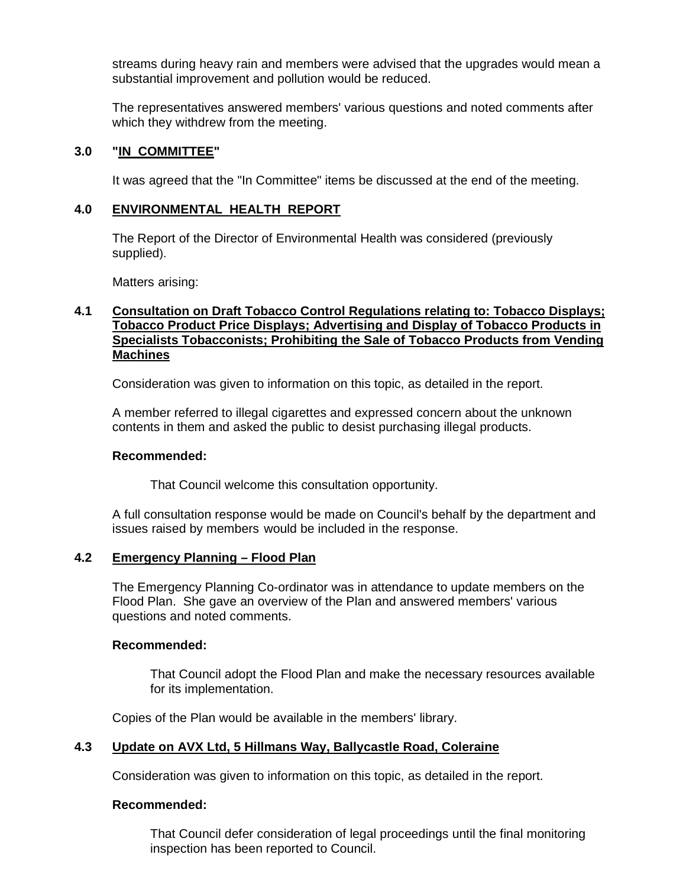streams during heavy rain and members were advised that the upgrades would mean a substantial improvement and pollution would be reduced.

The representatives answered members' various questions and noted comments after which they withdrew from the meeting.

## 3.0 "IN COMMITTEE"

It was agreed that the "In Committee" items be discussed at the end of the meeting.

## 4.0 ENVIRONMENTAL HEALTH REPORT

The Report of the Director of Environmental Health was considered (previously supplied).

Matters arising:

### 4.1 Consultation on Draft Tobacco Control Regulations relating to: Tobacco Displays; Tobacco Product Price Displays; Advertising and Display of Tobacco Products in Specialists Tobacconists; Prohibiting the Sale of Tobacco Products from Vending Machines

Consideration was given to information on this topic, as detailed in the report.

A member referred to illegal cigarettes and expressed concern about the unknown contents in them and asked the public to desist purchasing illegal products.

**Recommended:**

> That Council welcome this consultation opportunity.

A full consultation response would be made on Council's behalf by the department and issues raised by members would be included in the response.

### 4.2 Emergency Planning – Flood Plan

The Emergency Planning Co-ordinator was in attendance to update members on the Flood Plan. She gave an overview of the Plan and answered members' various questions and noted comments.

**Recommended:**

> That Council adopt the Flood Plan and make the necessary resources available for its implementation.

Copies of the Plan would be available in the members' library.

### 4.3 Update on AVX Ltd, 5 Hillmans Way, Ballycastle Road, Coleraine

Consideration was given to information on this topic, as detailed in the report.

**Recommended:**

> That Council defer consideration of legal proceedings until the final monitoring inspection has been reported to Council.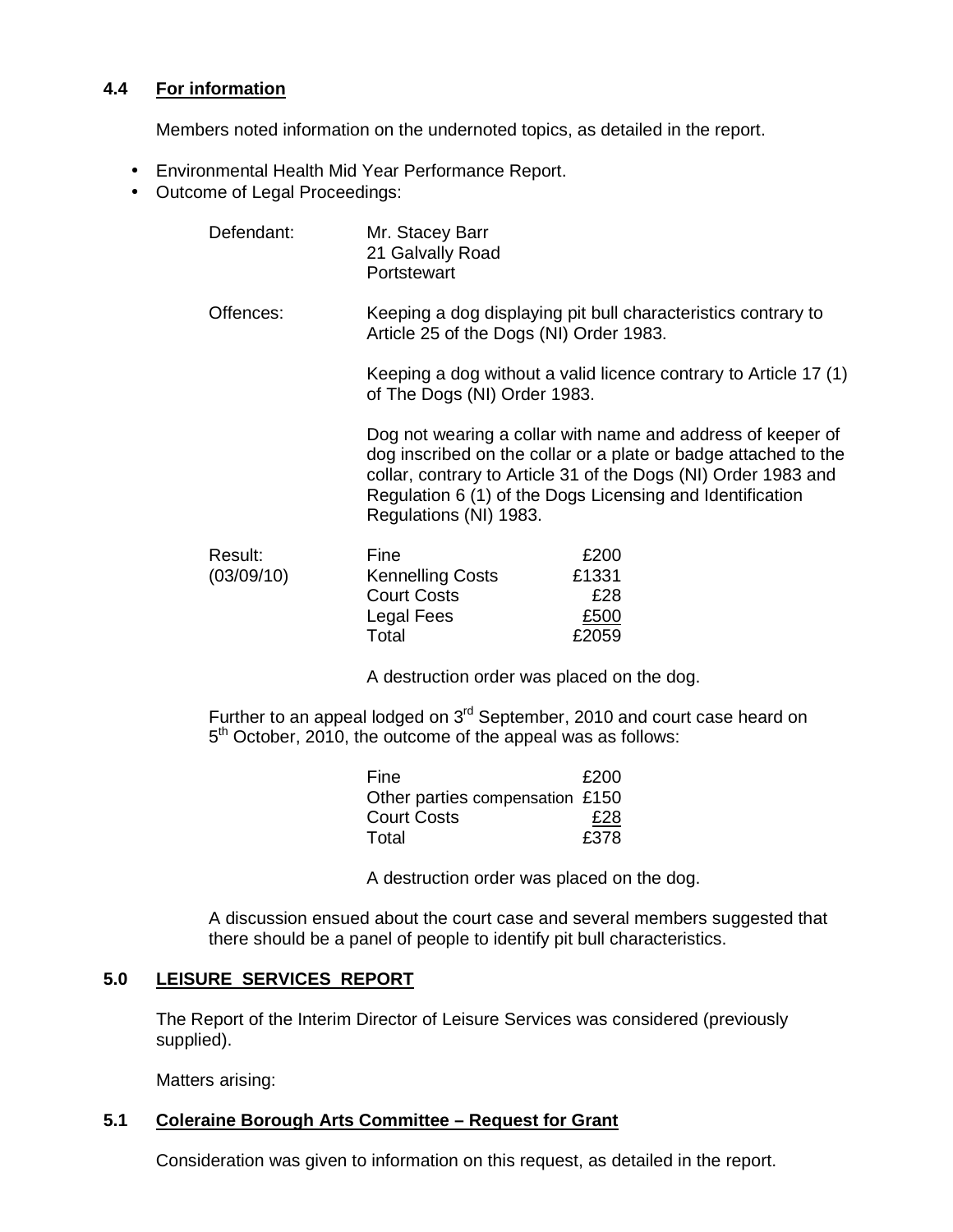### 4.4 **For information**

Members noted information on the undernoted topics, as detailed in the report.

- Environmental Health Mid Year Performance Report.
- Outcome of Legal Proceedings:

Defendant: Mr. Stacey Barr
21 Galvally Road
Portstewart

Offences: Keeping a dog displaying pit bull characteristics contrary to Article 25 of the Dogs (NI) Order 1983.

Keeping a dog without a valid licence contrary to Article 17 (1) of The Dogs (NI) Order 1983.

Dog not wearing a collar with name and address of keeper of dog inscribed on the collar or a plate or badge attached to the collar, contrary to Article 31 of the Dogs (NI) Order 1983 and Regulation 6 (1) of the Dogs Licensing and Identification Regulations (NI) 1983.

| Result: (03/09/10) | | |
|---|---|---|
| | Fine | £200 |
| | Kennelling Costs | £1331 |
| | Court Costs | £28 |
| | Legal Fees | £500 |
| | Total | £2059 |

A destruction order was placed on the dog.

Further to an appeal lodged on 3rd September, 2010 and court case heard on 5th October, 2010, the outcome of the appeal was as follows:

| | |
|---|---|
| Fine | £200 |
| Other parties compensation | £150 |
| Court Costs | £28 |
| Total | £378 |

A destruction order was placed on the dog.

A discussion ensued about the court case and several members suggested that there should be a panel of people to identify pit bull characteristics.

## 5.0 **LEISURE SERVICES REPORT**

The Report of the Interim Director of Leisure Services was considered (previously supplied).

Matters arising:

### 5.1 **Coleraine Borough Arts Committee – Request for Grant**

Consideration was given to information on this request, as detailed in the report.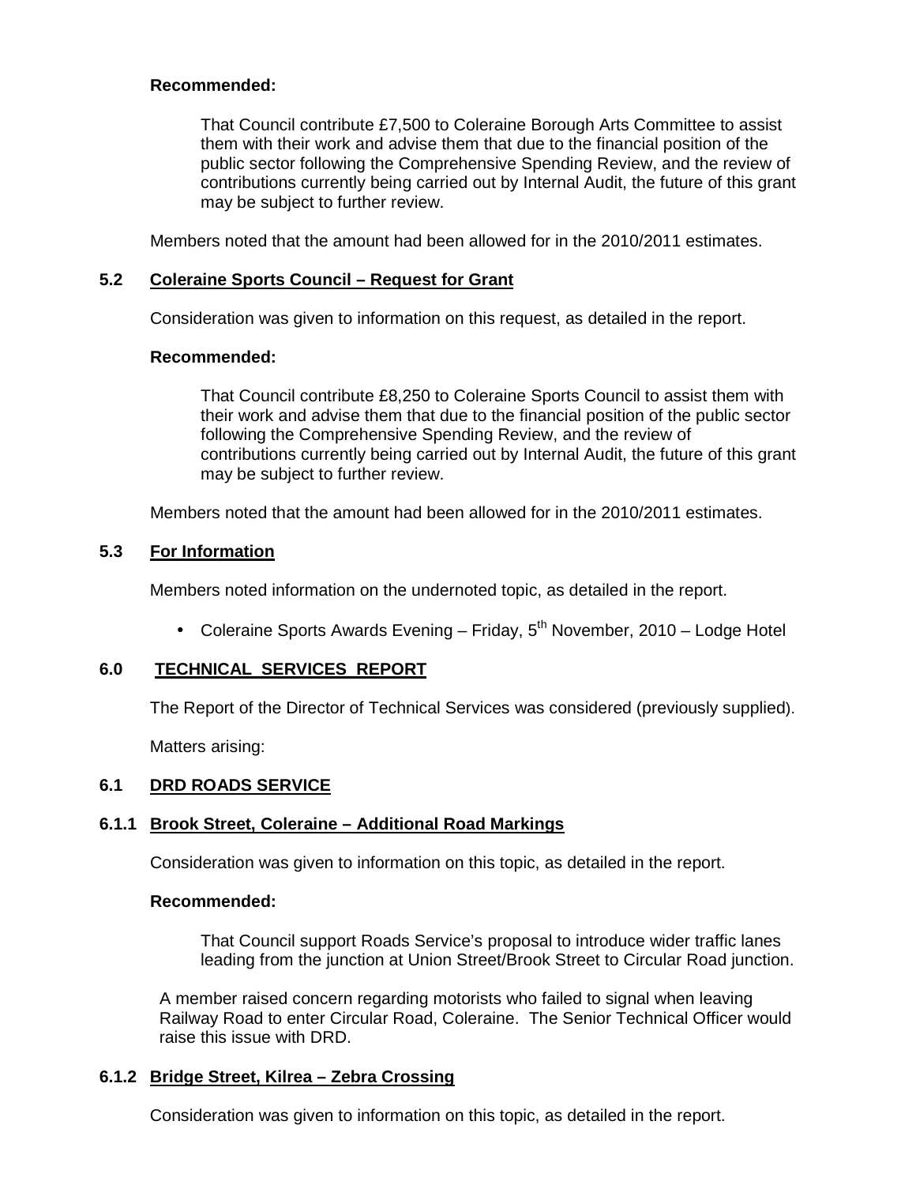**Recommended:**

> That Council contribute £7,500 to Coleraine Borough Arts Committee to assist them with their work and advise them that due to the financial position of the public sector following the Comprehensive Spending Review, and the review of contributions currently being carried out by Internal Audit, the future of this grant may be subject to further review.

Members noted that the amount had been allowed for in the 2010/2011 estimates.

### 5.2 Coleraine Sports Council – Request for Grant

Consideration was given to information on this request, as detailed in the report.

**Recommended:**

> That Council contribute £8,250 to Coleraine Sports Council to assist them with their work and advise them that due to the financial position of the public sector following the Comprehensive Spending Review, and the review of contributions currently being carried out by Internal Audit, the future of this grant may be subject to further review.

Members noted that the amount had been allowed for in the 2010/2011 estimates.

### 5.3 For Information

Members noted information on the undernoted topic, as detailed in the report.

- Coleraine Sports Awards Evening – Friday, 5th November, 2010 – Lodge Hotel

## 6.0 TECHNICAL SERVICES REPORT

The Report of the Director of Technical Services was considered (previously supplied).

Matters arising:

### 6.1 DRD ROADS SERVICE

#### 6.1.1 Brook Street, Coleraine – Additional Road Markings

Consideration was given to information on this topic, as detailed in the report.

**Recommended:**

> That Council support Roads Service's proposal to introduce wider traffic lanes leading from the junction at Union Street/Brook Street to Circular Road junction.

A member raised concern regarding motorists who failed to signal when leaving Railway Road to enter Circular Road, Coleraine. The Senior Technical Officer would raise this issue with DRD.

#### 6.1.2 Bridge Street, Kilrea – Zebra Crossing

Consideration was given to information on this topic, as detailed in the report.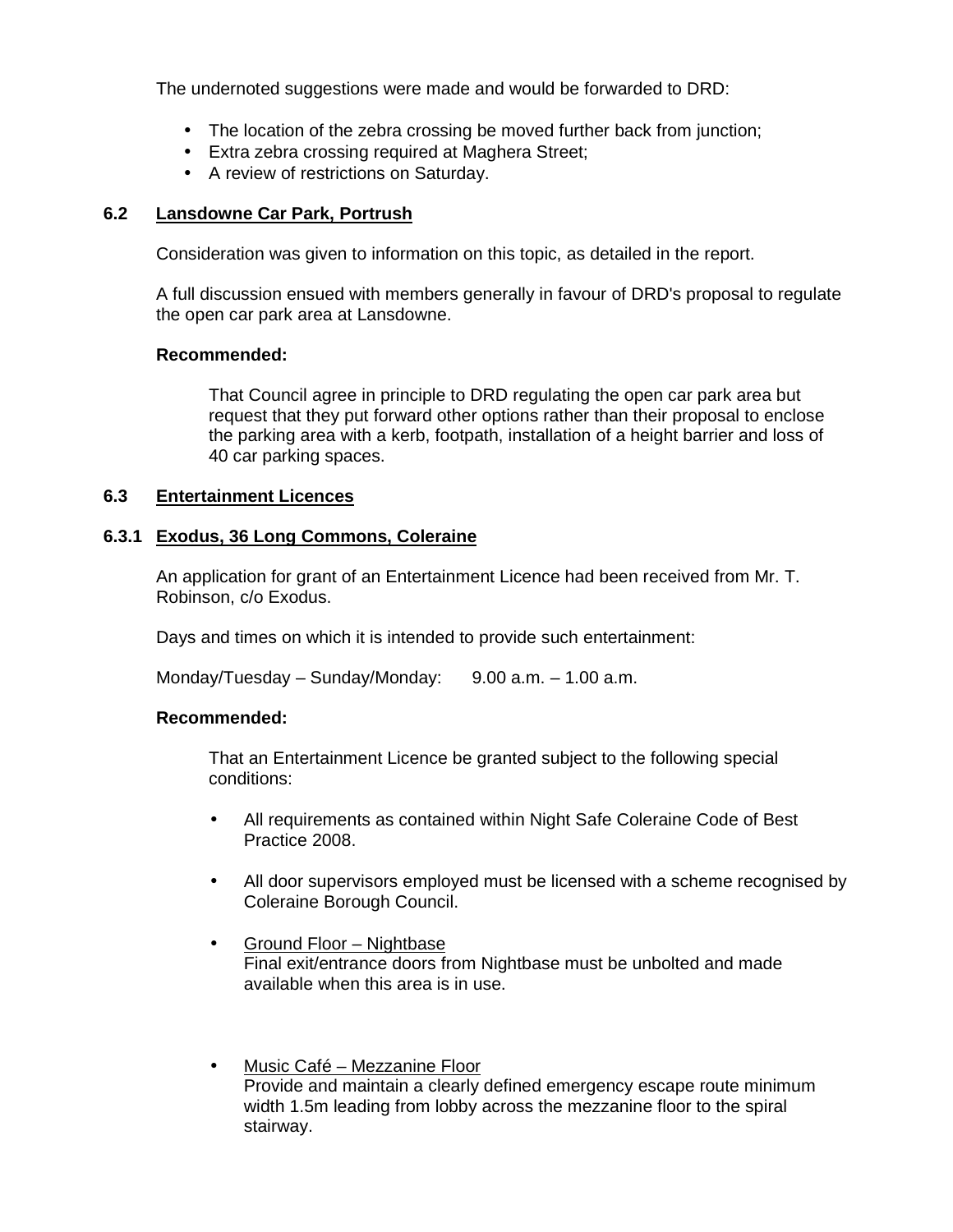The undernoted suggestions were made and would be forwarded to DRD:

- The location of the zebra crossing be moved further back from junction;
- Extra zebra crossing required at Maghera Street;
- A review of restrictions on Saturday.

### 6.2 Lansdowne Car Park, Portrush

Consideration was given to information on this topic, as detailed in the report.

A full discussion ensued with members generally in favour of DRD's proposal to regulate the open car park area at Lansdowne.

**Recommended:**

That Council agree in principle to DRD regulating the open car park area but request that they put forward other options rather than their proposal to enclose the parking area with a kerb, footpath, installation of a height barrier and loss of 40 car parking spaces.

### 6.3 Entertainment Licences

#### 6.3.1 Exodus, 36 Long Commons, Coleraine

An application for grant of an Entertainment Licence had been received from Mr. T. Robinson, c/o Exodus.

Days and times on which it is intended to provide such entertainment:

Monday/Tuesday – Sunday/Monday: 9.00 a.m. – 1.00 a.m.

**Recommended:**

That an Entertainment Licence be granted subject to the following special conditions:

- All requirements as contained within Night Safe Coleraine Code of Best Practice 2008.
- All door supervisors employed must be licensed with a scheme recognised by Coleraine Borough Council.
- <u>Ground Floor – Nightbase</u>
  Final exit/entrance doors from Nightbase must be unbolted and made available when this area is in use.
- <u>Music Café – Mezzanine Floor</u>
  Provide and maintain a clearly defined emergency escape route minimum width 1.5m leading from lobby across the mezzanine floor to the spiral stairway.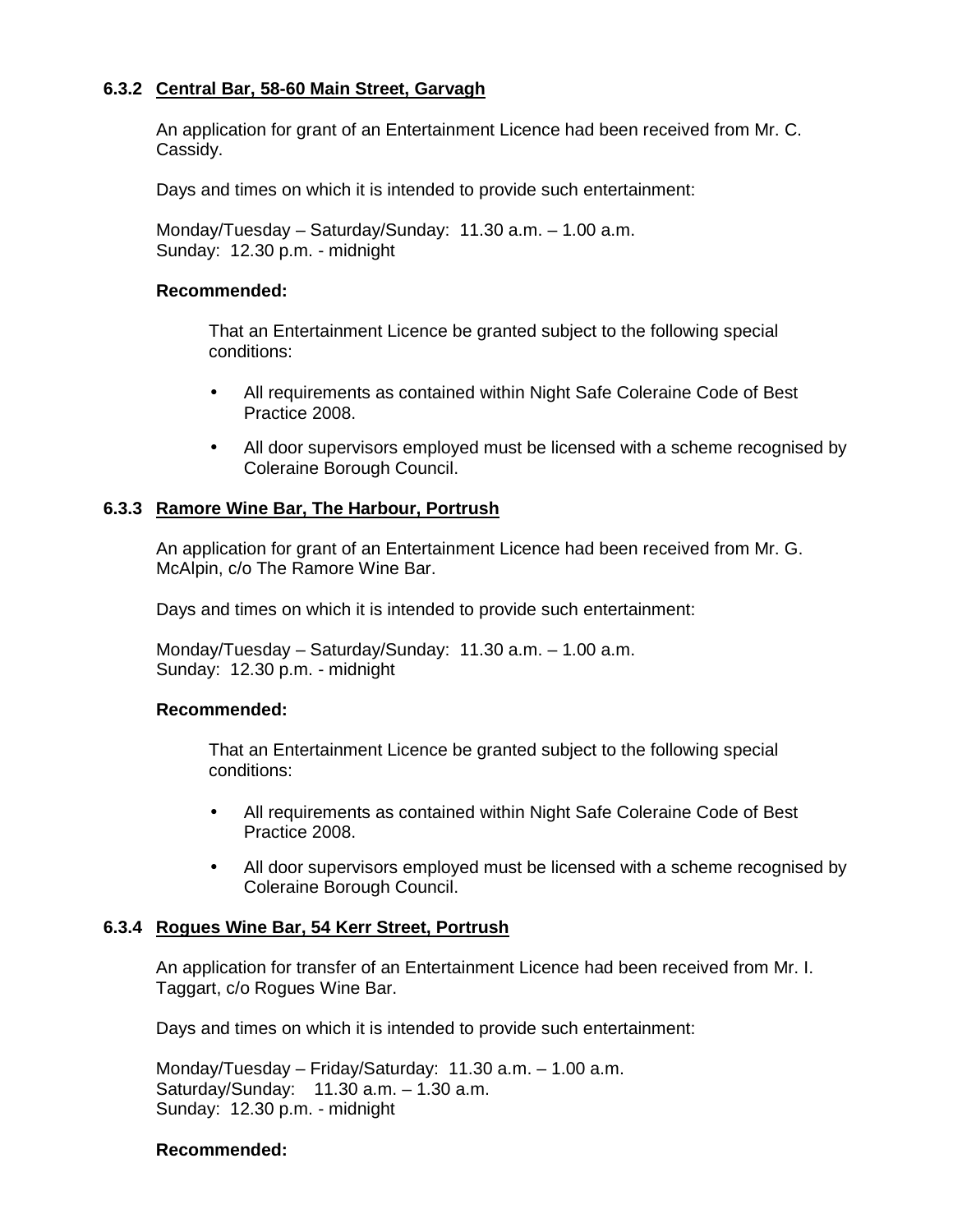### 6.3.2 Central Bar, 58-60 Main Street, Garvagh

An application for grant of an Entertainment Licence had been received from Mr. C. Cassidy.

Days and times on which it is intended to provide such entertainment:

Monday/Tuesday – Saturday/Sunday: 11.30 a.m. – 1.00 a.m.
Sunday: 12.30 p.m. - midnight

**Recommended:**

That an Entertainment Licence be granted subject to the following special conditions:

- All requirements as contained within Night Safe Coleraine Code of Best Practice 2008.
- All door supervisors employed must be licensed with a scheme recognised by Coleraine Borough Council.

### 6.3.3 Ramore Wine Bar, The Harbour, Portrush

An application for grant of an Entertainment Licence had been received from Mr. G. McAlpin, c/o The Ramore Wine Bar.

Days and times on which it is intended to provide such entertainment:

Monday/Tuesday – Saturday/Sunday: 11.30 a.m. – 1.00 a.m.
Sunday: 12.30 p.m. - midnight

**Recommended:**

That an Entertainment Licence be granted subject to the following special conditions:

- All requirements as contained within Night Safe Coleraine Code of Best Practice 2008.
- All door supervisors employed must be licensed with a scheme recognised by Coleraine Borough Council.

### 6.3.4 Rogues Wine Bar, 54 Kerr Street, Portrush

An application for transfer of an Entertainment Licence had been received from Mr. I. Taggart, c/o Rogues Wine Bar.

Days and times on which it is intended to provide such entertainment:

Monday/Tuesday – Friday/Saturday: 11.30 a.m. – 1.00 a.m.
Saturday/Sunday: 11.30 a.m. – 1.30 a.m.
Sunday: 12.30 p.m. - midnight

**Recommended:**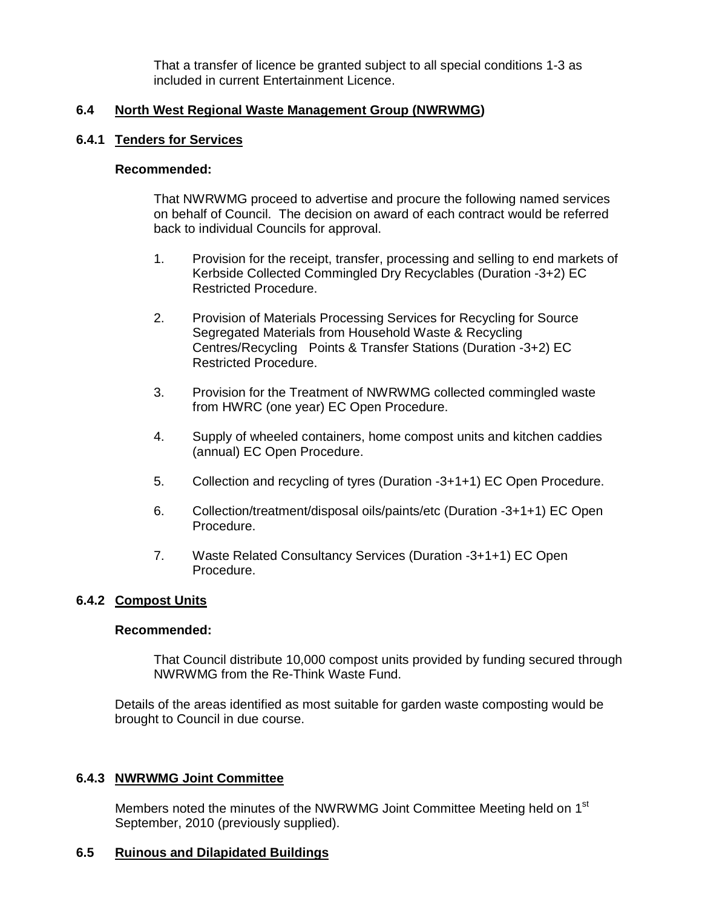That a transfer of licence be granted subject to all special conditions 1-3 as included in current Entertainment Licence.

### 6.4 North West Regional Waste Management Group (NWRWMG)

#### 6.4.1 Tenders for Services

**Recommended:**

That NWRWMG proceed to advertise and procure the following named services on behalf of Council. The decision on award of each contract would be referred back to individual Councils for approval.

1. Provision for the receipt, transfer, processing and selling to end markets of Kerbside Collected Commingled Dry Recyclables (Duration -3+2) EC Restricted Procedure.

2. Provision of Materials Processing Services for Recycling for Source Segregated Materials from Household Waste & Recycling Centres/Recycling Points & Transfer Stations (Duration -3+2) EC Restricted Procedure.

3. Provision for the Treatment of NWRWMG collected commingled waste from HWRC (one year) EC Open Procedure.

4. Supply of wheeled containers, home compost units and kitchen caddies (annual) EC Open Procedure.

5. Collection and recycling of tyres (Duration -3+1+1) EC Open Procedure.

6. Collection/treatment/disposal oils/paints/etc (Duration -3+1+1) EC Open Procedure.

7. Waste Related Consultancy Services (Duration -3+1+1) EC Open Procedure.

#### 6.4.2 Compost Units

**Recommended:**

That Council distribute 10,000 compost units provided by funding secured through NWRWMG from the Re-Think Waste Fund.

Details of the areas identified as most suitable for garden waste composting would be brought to Council in due course.

#### 6.4.3 NWRWMG Joint Committee

Members noted the minutes of the NWRWMG Joint Committee Meeting held on 1st September, 2010 (previously supplied).

### 6.5 Ruinous and Dilapidated Buildings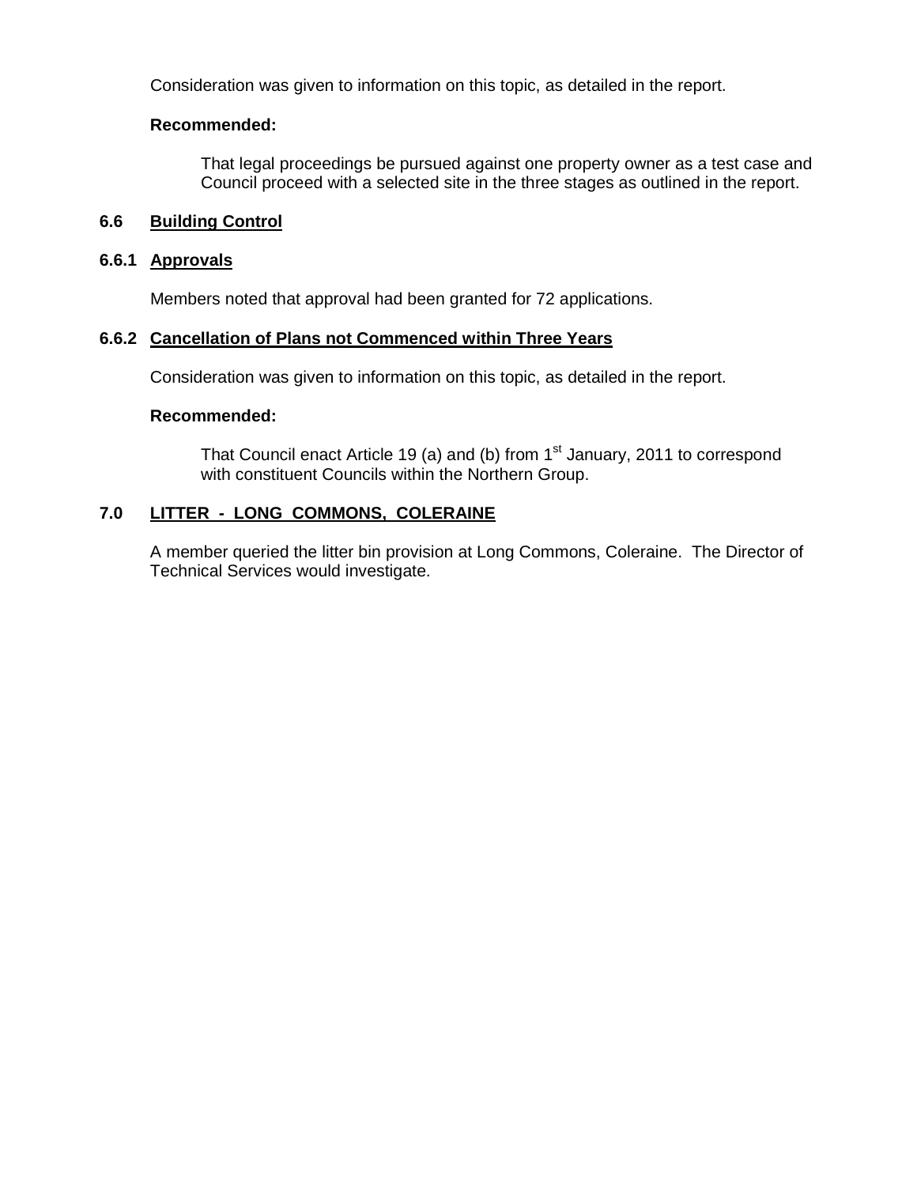Consideration was given to information on this topic, as detailed in the report.

**Recommended:**

> That legal proceedings be pursued against one property owner as a test case and Council proceed with a selected site in the three stages as outlined in the report.

### 6.6 Building Control

#### 6.6.1 Approvals

Members noted that approval had been granted for 72 applications.

#### 6.6.2 Cancellation of Plans not Commenced within Three Years

Consideration was given to information on this topic, as detailed in the report.

**Recommended:**

> That Council enact Article 19 (a) and (b) from 1st January, 2011 to correspond with constituent Councils within the Northern Group.

## 7.0 LITTER - LONG COMMONS, COLERAINE

A member queried the litter bin provision at Long Commons, Coleraine. The Director of Technical Services would investigate.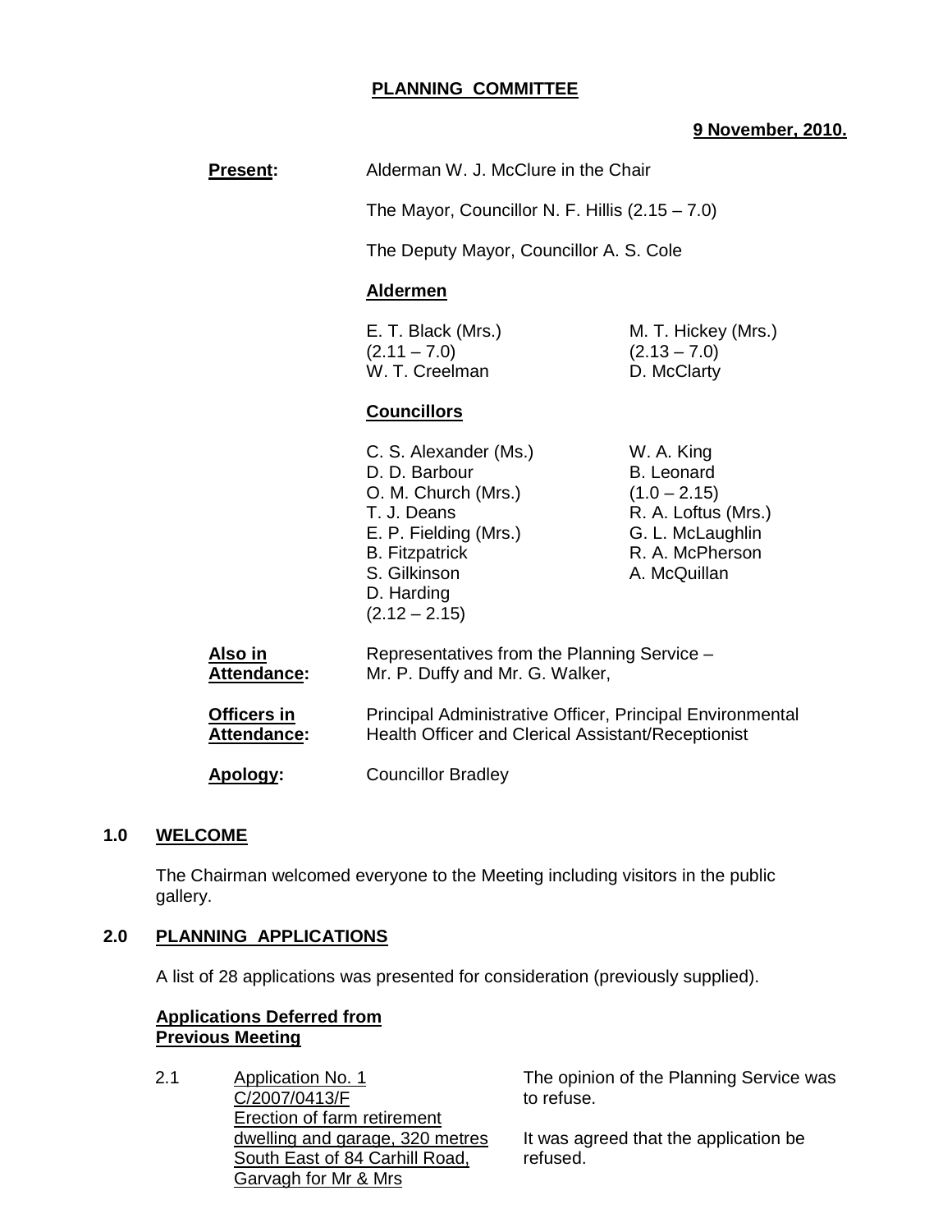**PLANNING COMMITTEE**

**9 November, 2010.**

**Present:** Alderman W. J. McClure in the Chair

The Mayor, Councillor N. F. Hillis (2.15 – 7.0)

The Deputy Mayor, Councillor A. S. Cole

**Aldermen**

E. T. Black (Mrs.) (2.11 – 7.0)
M. T. Hickey (Mrs.) (2.13 – 7.0)
W. T. Creelman
D. McClarty

**Councillors**

C. S. Alexander (Ms.)
D. D. Barbour
O. M. Church (Mrs.)
T. J. Deans
E. P. Fielding (Mrs.)
B. Fitzpatrick
S. Gilkinson
D. Harding (2.12 – 2.15)
W. A. King
B. Leonard (1.0 – 2.15)
R. A. Loftus (Mrs.)
G. L. McLaughlin
R. A. McPherson
A. McQuillan

**Also in Attendance:** Representatives from the Planning Service – Mr. P. Duffy and Mr. G. Walker,

**Officers in Attendance:** Principal Administrative Officer, Principal Environmental Health Officer and Clerical Assistant/Receptionist

**Apology:** Councillor Bradley

## 1.0 WELCOME

The Chairman welcomed everyone to the Meeting including visitors in the public gallery.

## 2.0 PLANNING APPLICATIONS

A list of 28 applications was presented for consideration (previously supplied).

**Applications Deferred from Previous Meeting**

2.1 Application No. 1
C/2007/0413/F
Erection of farm retirement dwelling and garage, 320 metres South East of 84 Carhill Road, Garvagh for Mr & Mrs

The opinion of the Planning Service was to refuse.

It was agreed that the application be refused.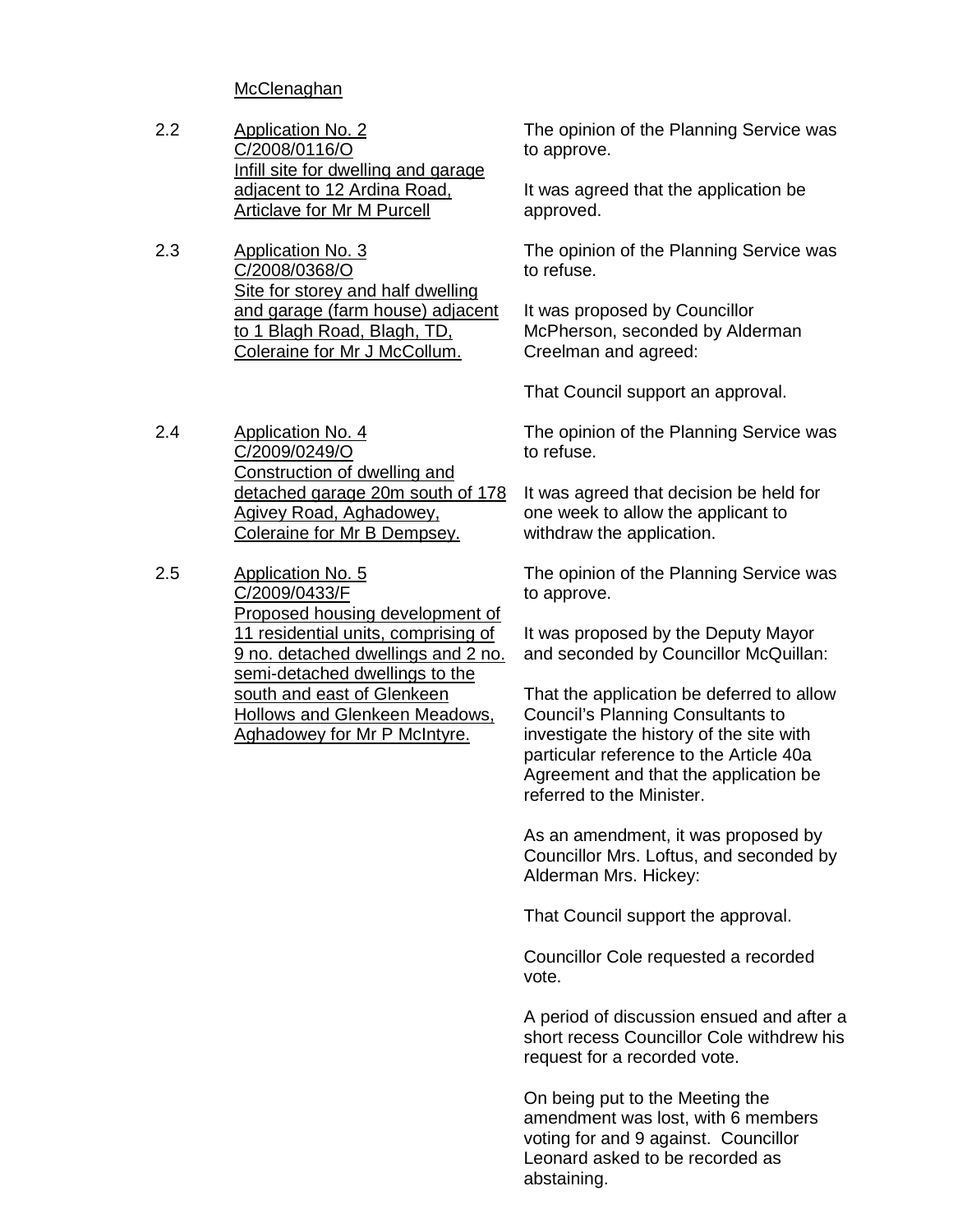McClenaghan

2.2 Application No. 2
C/2008/0116/O
Infill site for dwelling and garage adjacent to 12 Ardina Road, Articlave for Mr M Purcell

The opinion of the Planning Service was to approve.

It was agreed that the application be approved.

2.3 Application No. 3
C/2008/0368/O
Site for storey and half dwelling and garage (farm house) adjacent to 1 Blagh Road, Blagh, TD, Coleraine for Mr J McCollum.

The opinion of the Planning Service was to refuse.

It was proposed by Councillor McPherson, seconded by Alderman Creelman and agreed:

That Council support an approval.

2.4 Application No. 4
C/2009/0249/O
Construction of dwelling and detached garage 20m south of 178 Agivey Road, Aghadowey, Coleraine for Mr B Dempsey.

The opinion of the Planning Service was to refuse.

It was agreed that decision be held for one week to allow the applicant to withdraw the application.

2.5 Application No. 5
C/2009/0433/F
Proposed housing development of 11 residential units, comprising of 9 no. detached dwellings and 2 no. semi-detached dwellings to the south and east of Glenkeen Hollows and Glenkeen Meadows, Aghadowey for Mr P McIntyre.

The opinion of the Planning Service was to approve.

It was proposed by the Deputy Mayor and seconded by Councillor McQuillan:

That the application be deferred to allow Council's Planning Consultants to investigate the history of the site with particular reference to the Article 40a Agreement and that the application be referred to the Minister.

As an amendment, it was proposed by Councillor Mrs. Loftus, and seconded by Alderman Mrs. Hickey:

That Council support the approval.

Councillor Cole requested a recorded vote.

A period of discussion ensued and after a short recess Councillor Cole withdrew his request for a recorded vote.

On being put to the Meeting the amendment was lost, with 6 members voting for and 9 against. Councillor Leonard asked to be recorded as abstaining.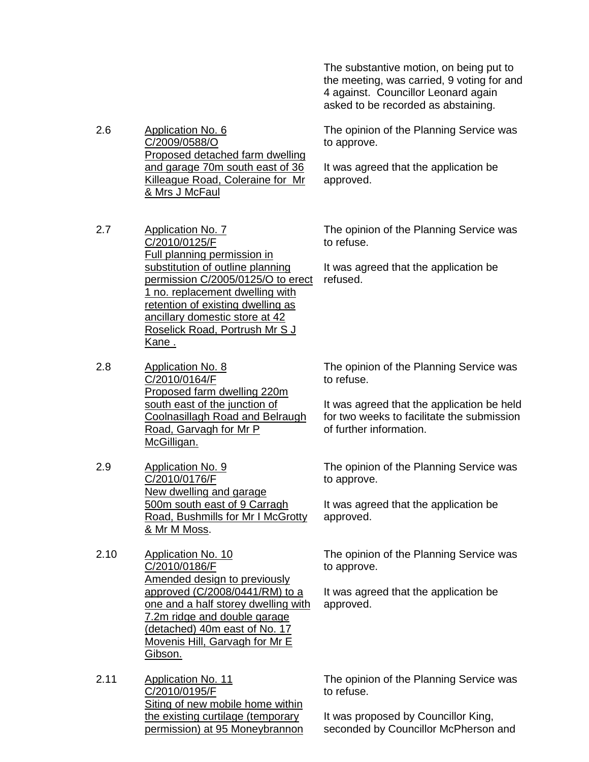The substantive motion, on being put to the meeting, was carried, 9 voting for and 4 against. Councillor Leonard again asked to be recorded as abstaining.

2.6 Application No. 6
C/2009/0588/O
Proposed detached farm dwelling and garage 70m south east of 36 Killeague Road, Coleraine for Mr & Mrs J McFaul

The opinion of the Planning Service was to approve.

It was agreed that the application be approved.

2.7 Application No. 7
C/2010/0125/F
Full planning permission in substitution of outline planning permission C/2005/0125/O to erect 1 no. replacement dwelling with retention of existing dwelling as ancillary domestic store at 42 Roselick Road, Portrush Mr S J Kane .

The opinion of the Planning Service was to refuse.

It was agreed that the application be refused.

2.8 Application No. 8
C/2010/0164/F
Proposed farm dwelling 220m south east of the junction of Coolnasillagh Road and Belraugh Road, Garvagh for Mr P McGilligan.

The opinion of the Planning Service was to refuse.

It was agreed that the application be held for two weeks to facilitate the submission of further information.

2.9 Application No. 9
C/2010/0176/F
New dwelling and garage 500m south east of 9 Carragh Road, Bushmills for Mr I McGrotty & Mr M Moss.

The opinion of the Planning Service was to approve.

It was agreed that the application be approved.

2.10 Application No. 10
C/2010/0186/F
Amended design to previously approved (C/2008/0441/RM) to a one and a half storey dwelling with 7.2m ridge and double garage (detached) 40m east of No. 17 Movenis Hill, Garvagh for Mr E Gibson.

The opinion of the Planning Service was to approve.

It was agreed that the application be approved.

2.11 Application No. 11
C/2010/0195/F
Siting of new mobile home within the existing curtilage (temporary permission) at 95 Moneybrannon

The opinion of the Planning Service was to refuse.

It was proposed by Councillor King, seconded by Councillor McPherson and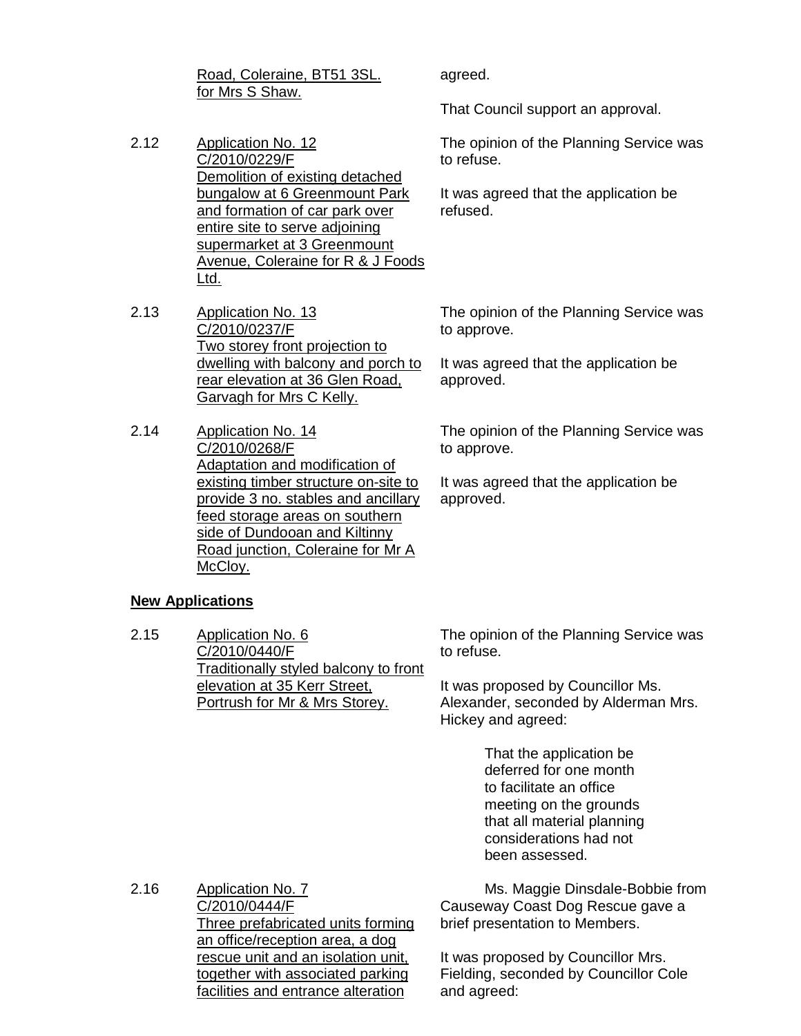Road, Coleraine, BT51 3SL. for Mrs S Shaw.

agreed.

That Council support an approval.

2.12 Application No. 12 C/2010/0229/F Demolition of existing detached bungalow at 6 Greenmount Park and formation of car park over entire site to serve adjoining supermarket at 3 Greenmount Avenue, Coleraine for R & J Foods Ltd.

The opinion of the Planning Service was to refuse.

It was agreed that the application be refused.

2.13 Application No. 13 C/2010/0237/F Two storey front projection to dwelling with balcony and porch to rear elevation at 36 Glen Road, Garvagh for Mrs C Kelly.

The opinion of the Planning Service was to approve.

It was agreed that the application be approved.

2.14 Application No. 14 C/2010/0268/F Adaptation and modification of existing timber structure on-site to provide 3 no. stables and ancillary feed storage areas on southern side of Dundooan and Kiltinny Road junction, Coleraine for Mr A McCloy.

The opinion of the Planning Service was to approve.

It was agreed that the application be approved.

**New Applications**

2.15 Application No. 6 C/2010/0440/F Traditionally styled balcony to front elevation at 35 Kerr Street, Portrush for Mr & Mrs Storey.

The opinion of the Planning Service was to refuse.

It was proposed by Councillor Ms. Alexander, seconded by Alderman Mrs. Hickey and agreed:

> That the application be deferred for one month to facilitate an office meeting on the grounds that all material planning considerations had not been assessed.

2.16 Application No. 7 C/2010/0444/F Three prefabricated units forming an office/reception area, a dog rescue unit and an isolation unit, together with associated parking facilities and entrance alteration

Ms. Maggie Dinsdale-Bobbie from Causeway Coast Dog Rescue gave a brief presentation to Members.

It was proposed by Councillor Mrs. Fielding, seconded by Councillor Cole and agreed: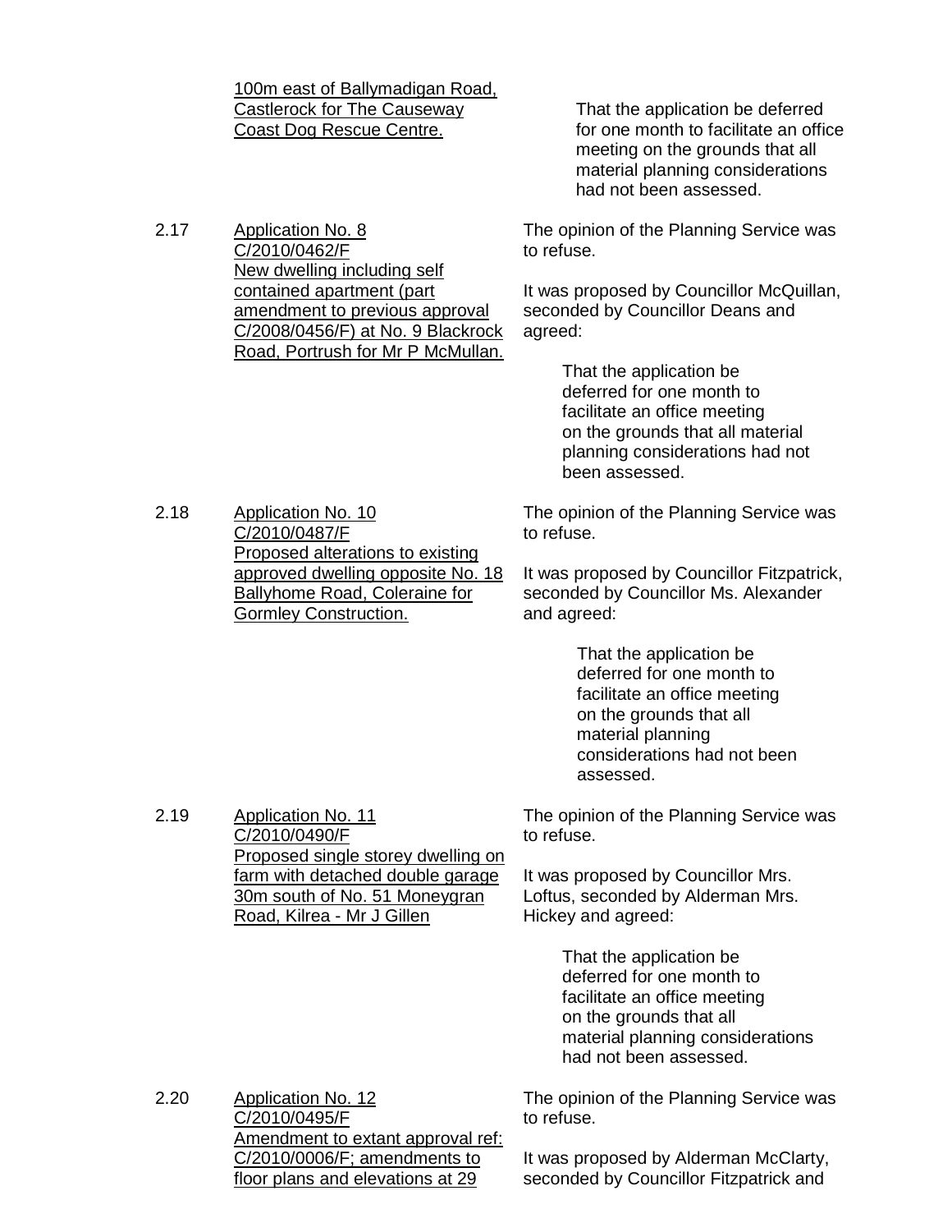<u>100m east of Ballymadigan Road, Castlerock for The Causeway Coast Dog Rescue Centre.</u>

> That the application be deferred for one month to facilitate an office meeting on the grounds that all material planning considerations had not been assessed.

2.17 <u>Application No. 8 C/2010/0462/F New dwelling including self contained apartment (part amendment to previous approval C/2008/0456/F) at No. 9 Blackrock Road, Portrush for Mr P McMullan.</u>

The opinion of the Planning Service was to refuse.

It was proposed by Councillor McQuillan, seconded by Councillor Deans and agreed:

> That the application be deferred for one month to facilitate an office meeting on the grounds that all material planning considerations had not been assessed.

2.18 <u>Application No. 10 C/2010/0487/F Proposed alterations to existing approved dwelling opposite No. 18 Ballyhome Road, Coleraine for Gormley Construction.</u>

The opinion of the Planning Service was to refuse.

It was proposed by Councillor Fitzpatrick, seconded by Councillor Ms. Alexander and agreed:

> That the application be deferred for one month to facilitate an office meeting on the grounds that all material planning considerations had not been assessed.

2.19 <u>Application No. 11 C/2010/0490/F Proposed single storey dwelling on farm with detached double garage 30m south of No. 51 Moneygran Road, Kilrea - Mr J Gillen</u>

The opinion of the Planning Service was to refuse.

It was proposed by Councillor Mrs. Loftus, seconded by Alderman Mrs. Hickey and agreed:

> That the application be deferred for one month to facilitate an office meeting on the grounds that all material planning considerations had not been assessed.

2.20 <u>Application No. 12 C/2010/0495/F Amendment to extant approval ref: C/2010/0006/F; amendments to floor plans and elevations at 29</u>

The opinion of the Planning Service was to refuse.

It was proposed by Alderman McClarty, seconded by Councillor Fitzpatrick and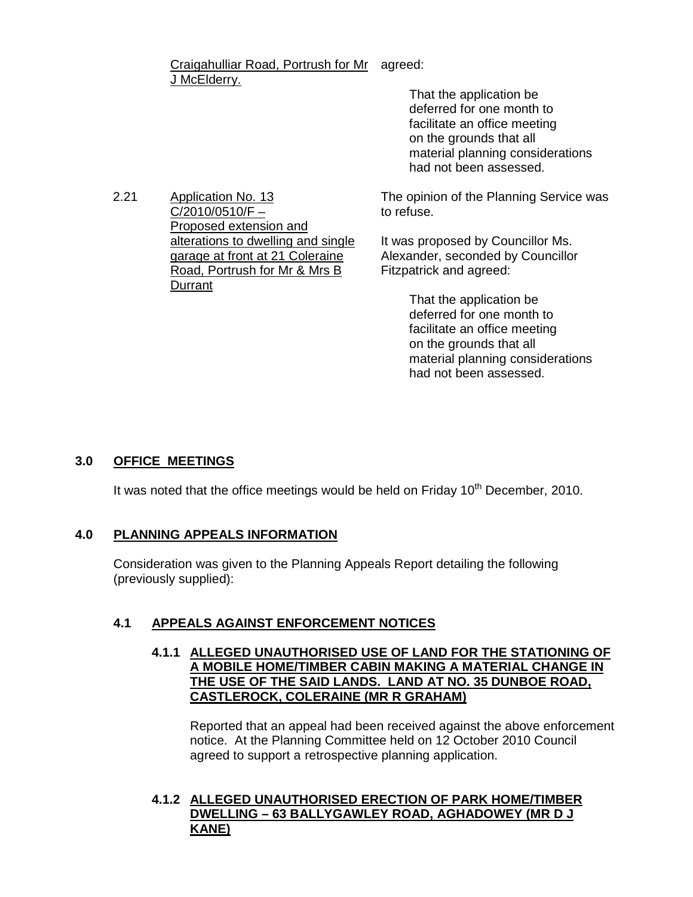| | | |
|---|---|---|
| | Craigahulliar Road, Portrush for Mr J McElderry. | agreed:<br><br>That the application be deferred for one month to facilitate an office meeting on the grounds that all material planning considerations had not been assessed. |
| 2.21 | Application No. 13 C/2010/0510/F – Proposed extension and alterations to dwelling and single garage at front at 21 Coleraine Road, Portrush for Mr & Mrs B Durrant | The opinion of the Planning Service was to refuse.<br><br>It was proposed by Councillor Ms. Alexander, seconded by Councillor Fitzpatrick and agreed:<br><br>That the application be deferred for one month to facilitate an office meeting on the grounds that all material planning considerations had not been assessed. |

## 3.0 OFFICE MEETINGS

It was noted that the office meetings would be held on Friday 10th December, 2010.

## 4.0 PLANNING APPEALS INFORMATION

Consideration was given to the Planning Appeals Report detailing the following (previously supplied):

### 4.1 APPEALS AGAINST ENFORCEMENT NOTICES

#### 4.1.1 ALLEGED UNAUTHORISED USE OF LAND FOR THE STATIONING OF A MOBILE HOME/TIMBER CABIN MAKING A MATERIAL CHANGE IN THE USE OF THE SAID LANDS. LAND AT NO. 35 DUNBOE ROAD, CASTLEROCK, COLERAINE (MR R GRAHAM)

Reported that an appeal had been received against the above enforcement notice. At the Planning Committee held on 12 October 2010 Council agreed to support a retrospective planning application.

#### 4.1.2 ALLEGED UNAUTHORISED ERECTION OF PARK HOME/TIMBER DWELLING – 63 BALLYGAWLEY ROAD, AGHADOWEY (MR D J KANE)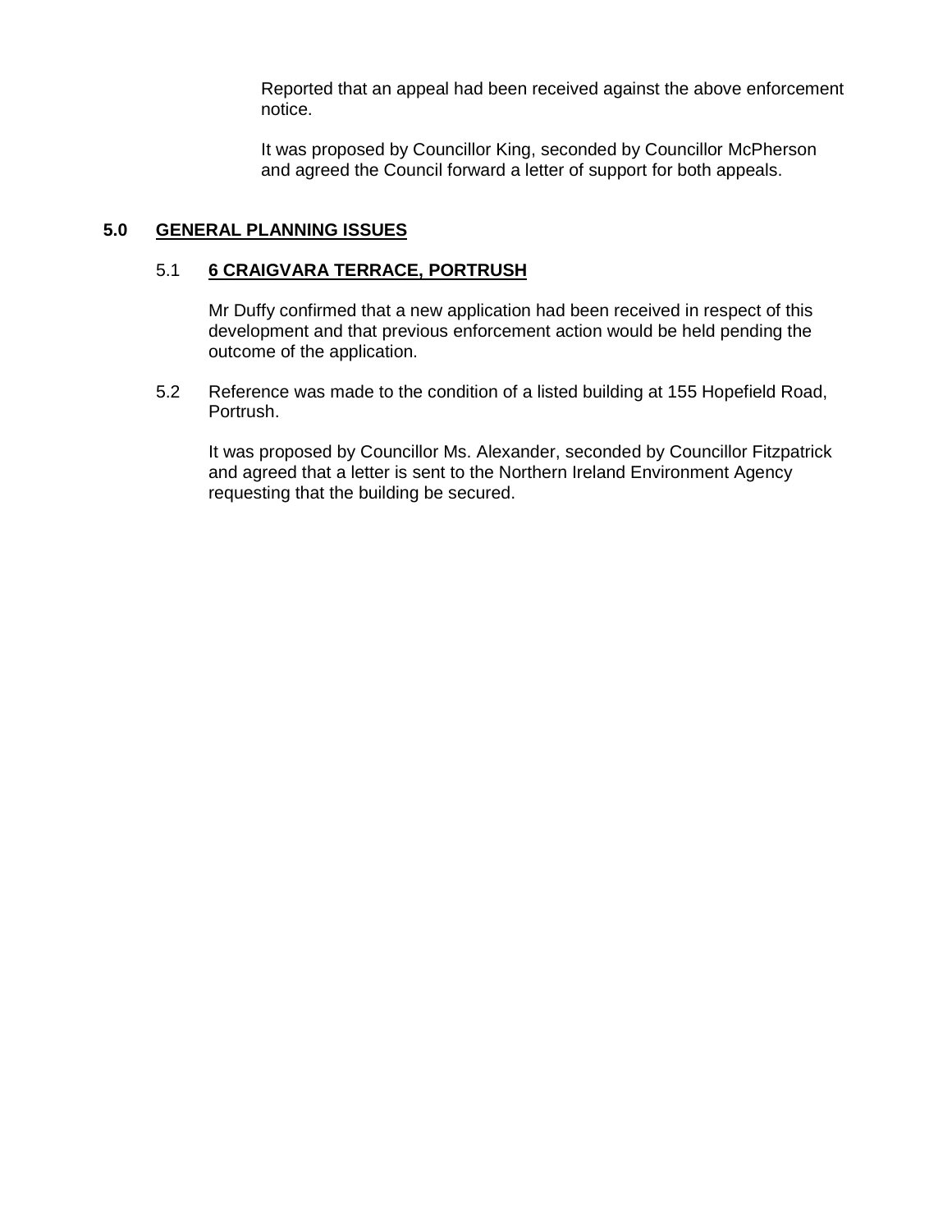Reported that an appeal had been received against the above enforcement notice.

It was proposed by Councillor King, seconded by Councillor McPherson and agreed the Council forward a letter of support for both appeals.

## 5.0 GENERAL PLANNING ISSUES

### 5.1 6 CRAIGVARA TERRACE, PORTRUSH

Mr Duffy confirmed that a new application had been received in respect of this development and that previous enforcement action would be held pending the outcome of the application.

5.2 Reference was made to the condition of a listed building at 155 Hopefield Road, Portrush.

It was proposed by Councillor Ms. Alexander, seconded by Councillor Fitzpatrick and agreed that a letter is sent to the Northern Ireland Environment Agency requesting that the building be secured.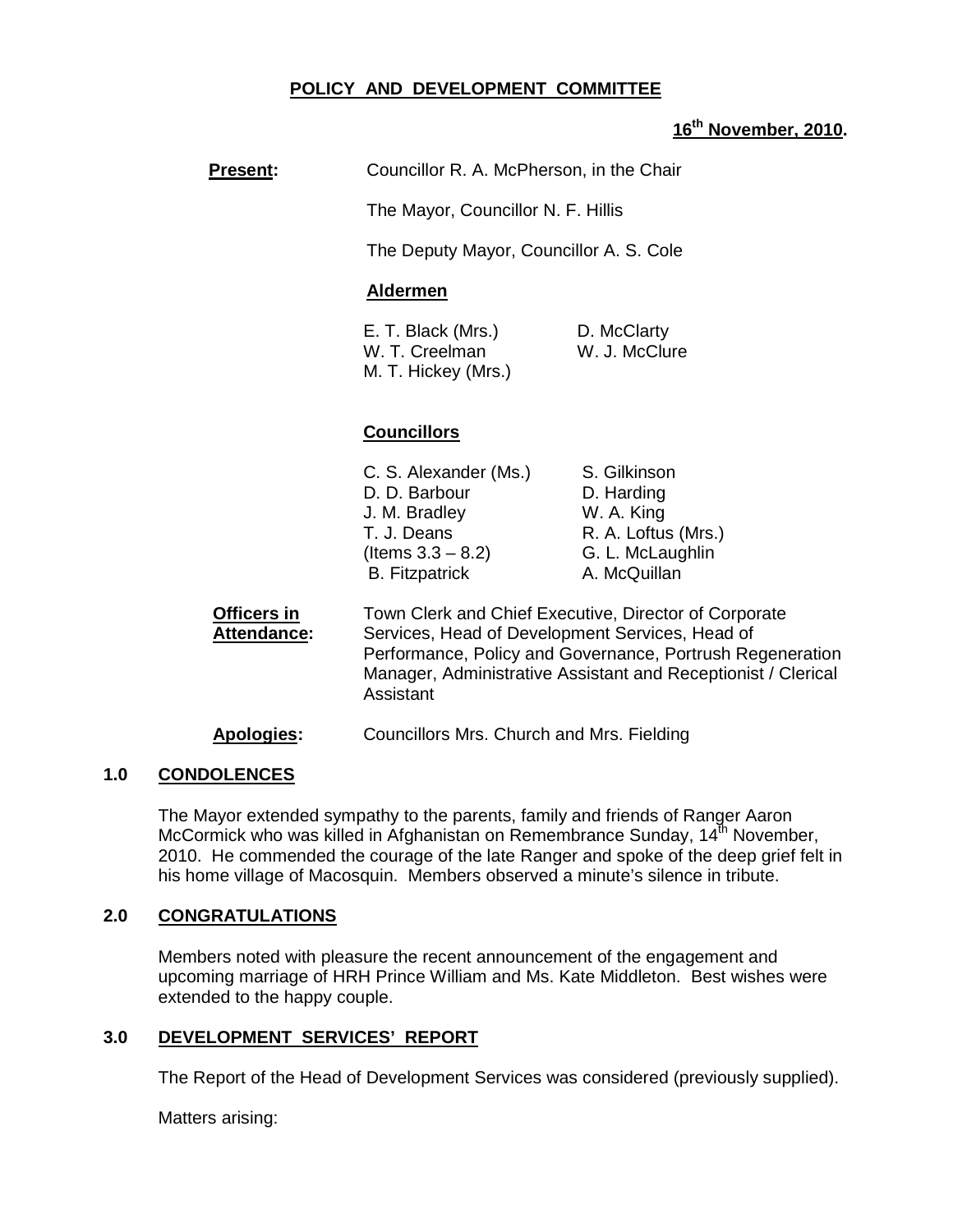## POLICY AND DEVELOPMENT COMMITTEE

**16th November, 2010.**

**Present:** Councillor R. A. McPherson, in the Chair

The Mayor, Councillor N. F. Hillis

The Deputy Mayor, Councillor A. S. Cole

**Aldermen**

| | |
|---|---|
| E. T. Black (Mrs.) | D. McClarty |
| W. T. Creelman | W. J. McClure |
| M. T. Hickey (Mrs.) | |

**Councillors**

| | |
|---|---|
| C. S. Alexander (Ms.) | S. Gilkinson |
| D. D. Barbour | D. Harding |
| J. M. Bradley | W. A. King |
| T. J. Deans | R. A. Loftus (Mrs.) |
| (Items 3.3 – 8.2) | G. L. McLaughlin |
| B. Fitzpatrick | A. McQuillan |

**Officers in Attendance:** Town Clerk and Chief Executive, Director of Corporate Services, Head of Development Services, Head of Performance, Policy and Governance, Portrush Regeneration Manager, Administrative Assistant and Receptionist / Clerical Assistant

**Apologies:** Councillors Mrs. Church and Mrs. Fielding

### 1.0 CONDOLENCES

The Mayor extended sympathy to the parents, family and friends of Ranger Aaron McCormick who was killed in Afghanistan on Remembrance Sunday, 14th November, 2010. He commended the courage of the late Ranger and spoke of the deep grief felt in his home village of Macosquin. Members observed a minute's silence in tribute.

### 2.0 CONGRATULATIONS

Members noted with pleasure the recent announcement of the engagement and upcoming marriage of HRH Prince William and Ms. Kate Middleton. Best wishes were extended to the happy couple.

### 3.0 DEVELOPMENT SERVICES' REPORT

The Report of the Head of Development Services was considered (previously supplied).

Matters arising: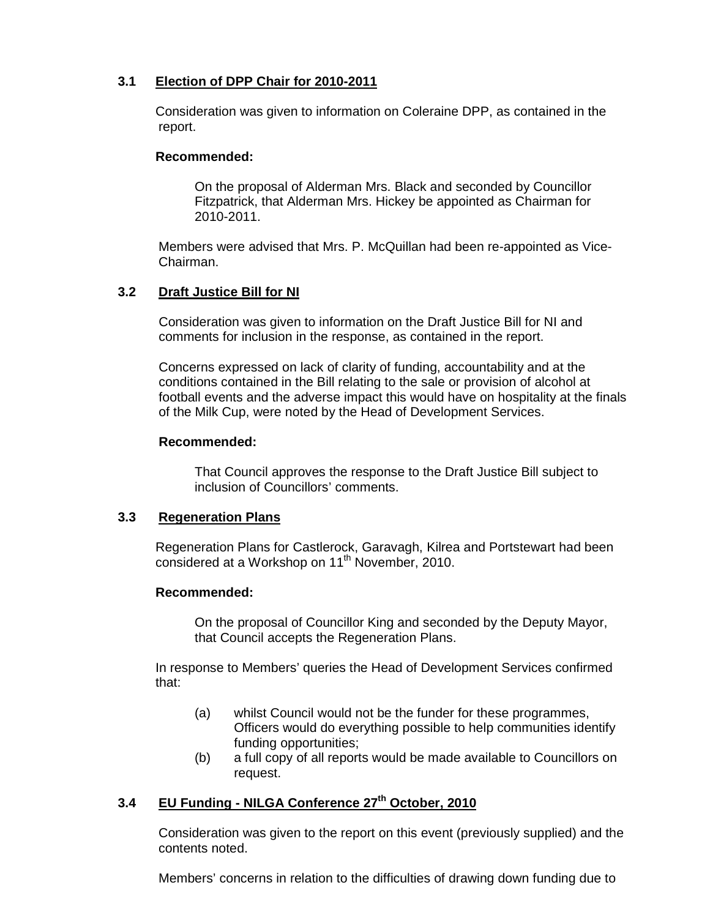### 3.1 Election of DPP Chair for 2010-2011

Consideration was given to information on Coleraine DPP, as contained in the report.

**Recommended:**

On the proposal of Alderman Mrs. Black and seconded by Councillor Fitzpatrick, that Alderman Mrs. Hickey be appointed as Chairman for 2010-2011.

Members were advised that Mrs. P. McQuillan had been re-appointed as Vice-Chairman.

### 3.2 Draft Justice Bill for NI

Consideration was given to information on the Draft Justice Bill for NI and comments for inclusion in the response, as contained in the report.

Concerns expressed on lack of clarity of funding, accountability and at the conditions contained in the Bill relating to the sale or provision of alcohol at football events and the adverse impact this would have on hospitality at the finals of the Milk Cup, were noted by the Head of Development Services.

**Recommended:**

That Council approves the response to the Draft Justice Bill subject to inclusion of Councillors' comments.

### 3.3 Regeneration Plans

Regeneration Plans for Castlerock, Garavagh, Kilrea and Portstewart had been considered at a Workshop on 11th November, 2010.

**Recommended:**

On the proposal of Councillor King and seconded by the Deputy Mayor, that Council accepts the Regeneration Plans.

In response to Members' queries the Head of Development Services confirmed that:

(a) whilst Council would not be the funder for these programmes, Officers would do everything possible to help communities identify funding opportunities;

(b) a full copy of all reports would be made available to Councillors on request.

### 3.4 EU Funding - NILGA Conference 27th October, 2010

Consideration was given to the report on this event (previously supplied) and the contents noted.

Members' concerns in relation to the difficulties of drawing down funding due to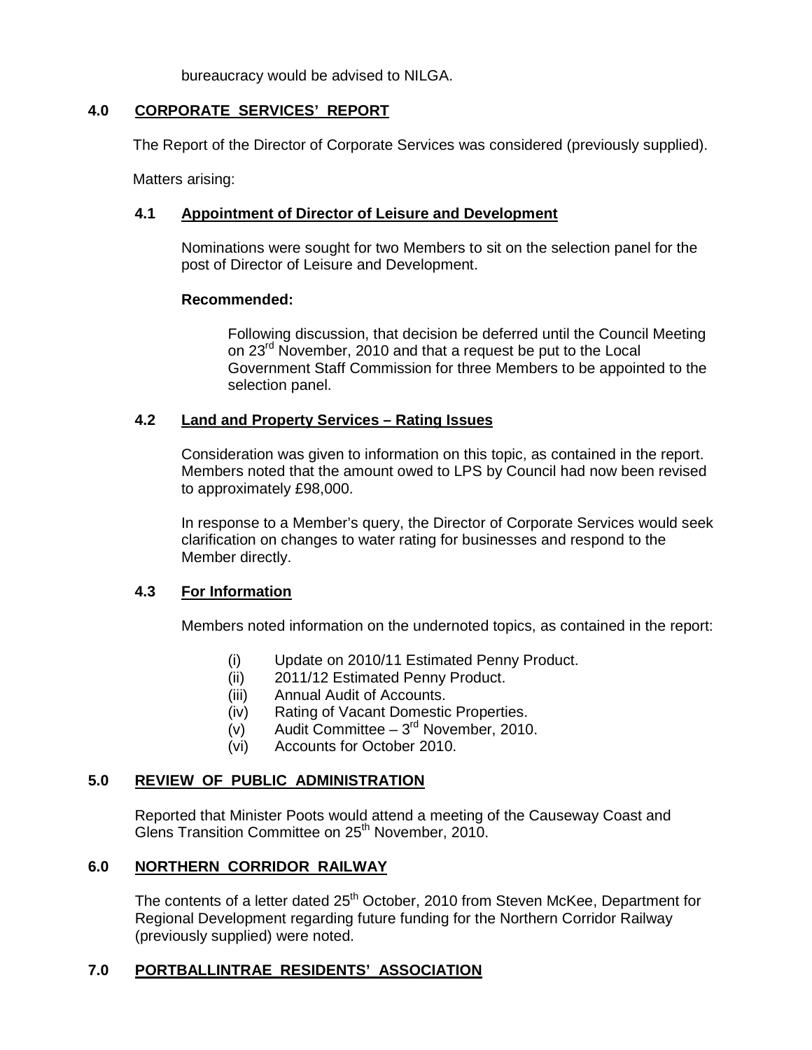bureaucracy would be advised to NILGA.

## 4.0 CORPORATE SERVICES' REPORT

The Report of the Director of Corporate Services was considered (previously supplied).

Matters arising:

### 4.1 Appointment of Director of Leisure and Development

Nominations were sought for two Members to sit on the selection panel for the post of Director of Leisure and Development.

**Recommended:**

Following discussion, that decision be deferred until the Council Meeting on 23rd November, 2010 and that a request be put to the Local Government Staff Commission for three Members to be appointed to the selection panel.

### 4.2 Land and Property Services – Rating Issues

Consideration was given to information on this topic, as contained in the report. Members noted that the amount owed to LPS by Council had now been revised to approximately £98,000.

In response to a Member's query, the Director of Corporate Services would seek clarification on changes to water rating for businesses and respond to the Member directly.

### 4.3 For Information

Members noted information on the undernoted topics, as contained in the report:

- (i) Update on 2010/11 Estimated Penny Product.
- (ii) 2011/12 Estimated Penny Product.
- (iii) Annual Audit of Accounts.
- (iv) Rating of Vacant Domestic Properties.
- (v) Audit Committee – 3rd November, 2010.
- (vi) Accounts for October 2010.

## 5.0 REVIEW OF PUBLIC ADMINISTRATION

Reported that Minister Poots would attend a meeting of the Causeway Coast and Glens Transition Committee on 25th November, 2010.

## 6.0 NORTHERN CORRIDOR RAILWAY

The contents of a letter dated 25th October, 2010 from Steven McKee, Department for Regional Development regarding future funding for the Northern Corridor Railway (previously supplied) were noted.

## 7.0 PORTBALLINTRAE RESIDENTS' ASSOCIATION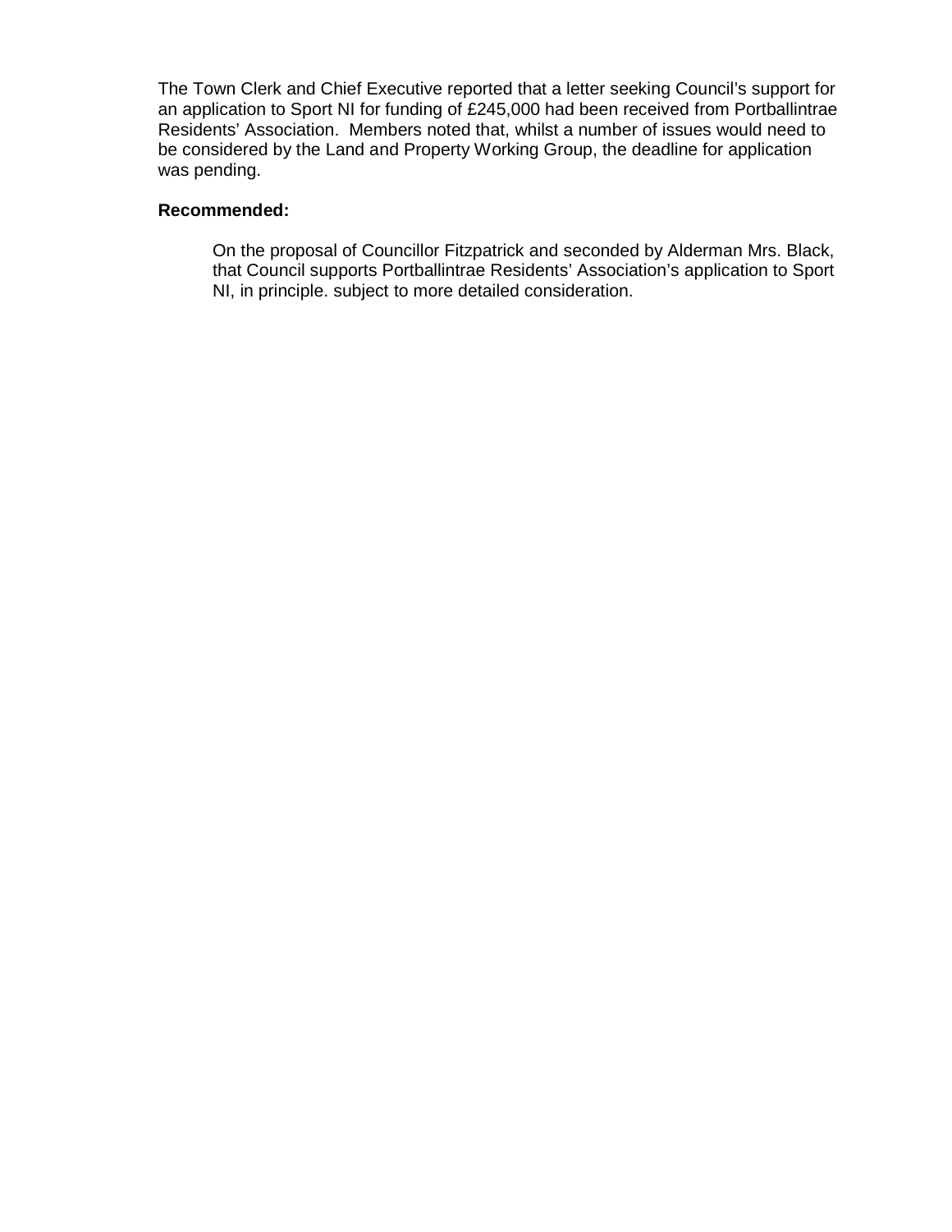The Town Clerk and Chief Executive reported that a letter seeking Council's support for an application to Sport NI for funding of £245,000 had been received from Portballintrae Residents' Association. Members noted that, whilst a number of issues would need to be considered by the Land and Property Working Group, the deadline for application was pending.

**Recommended:**

On the proposal of Councillor Fitzpatrick and seconded by Alderman Mrs. Black, that Council supports Portballintrae Residents' Association's application to Sport NI, in principle. subject to more detailed consideration.